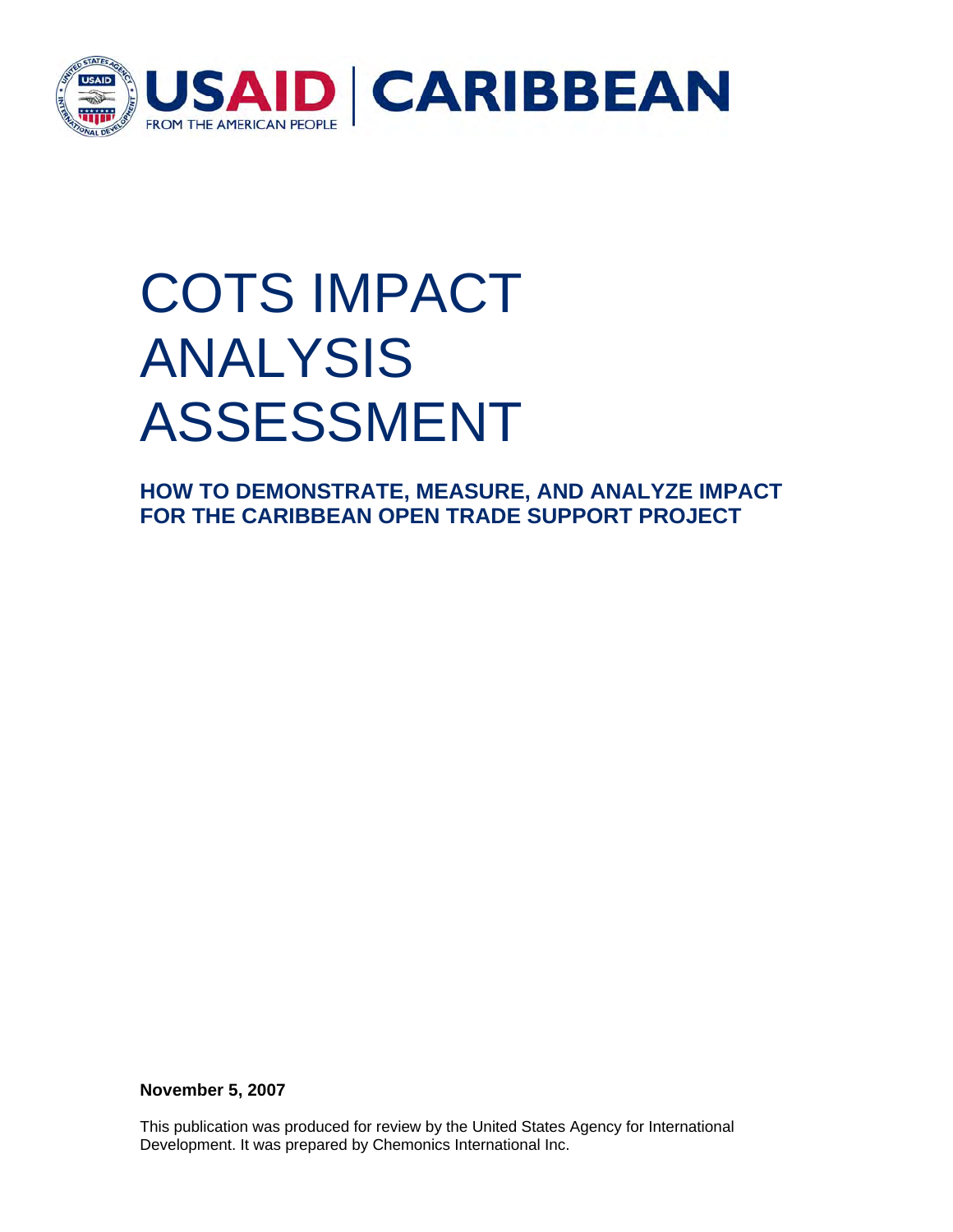USAID | CARIBBEAN

FROM THE AMERICAN PEOPLE

# COTS IMPACT ANALYSIS ASSESSMENT

## HOW TO DEMONSTRATE, MEASURE, AND ANALYZE IMPACT FOR THE CARIBBEAN OPEN TRADE SUPPORT PROJECT

**November 5, 2007**

This publication was produced for review by the United States Agency for International Development. It was prepared by Chemonics International Inc.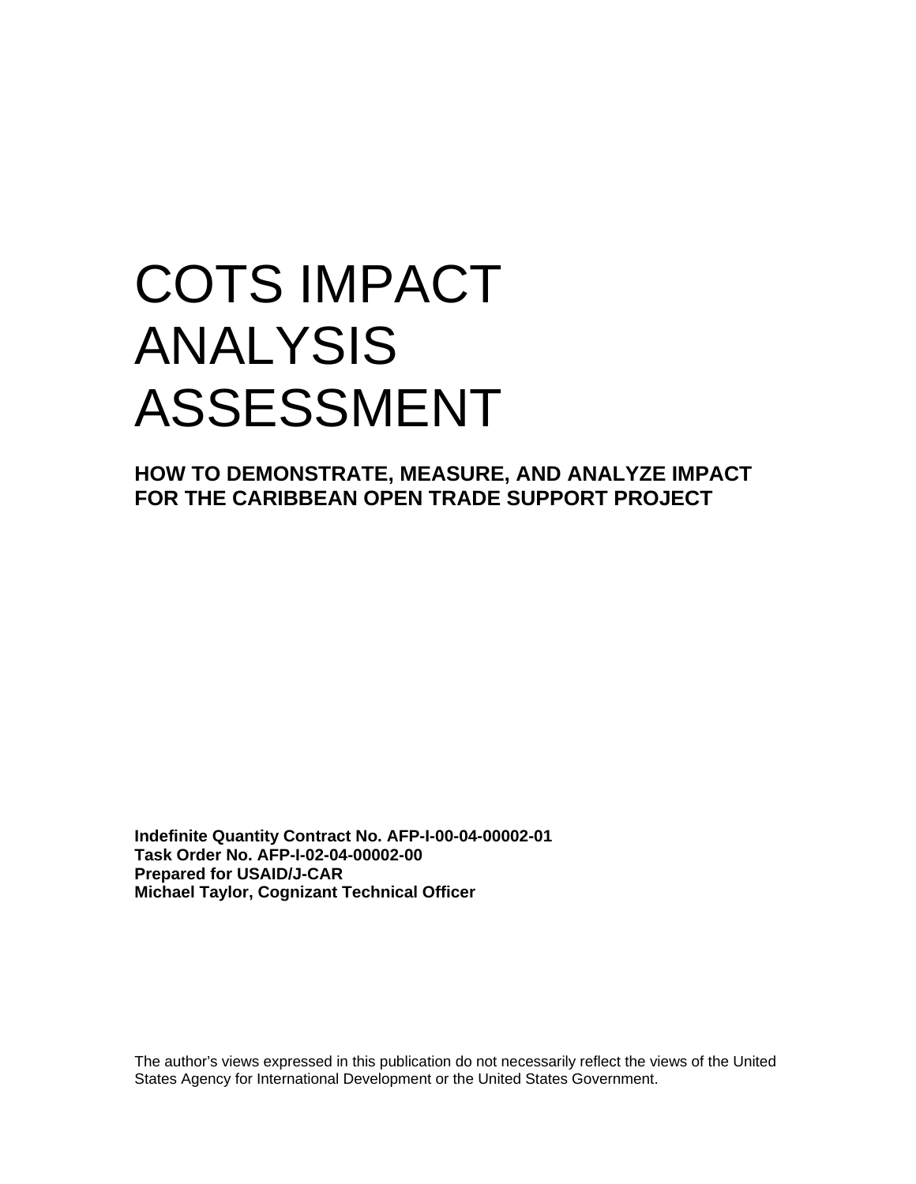# COTS IMPACT ANALYSIS ASSESSMENT

## HOW TO DEMONSTRATE, MEASURE, AND ANALYZE IMPACT FOR THE CARIBBEAN OPEN TRADE SUPPORT PROJECT

**Indefinite Quantity Contract No. AFP-I-00-04-00002-01**
**Task Order No. AFP-I-02-04-00002-00**
**Prepared for USAID/J-CAR**
**Michael Taylor, Cognizant Technical Officer**

The author's views expressed in this publication do not necessarily reflect the views of the United States Agency for International Development or the United States Government.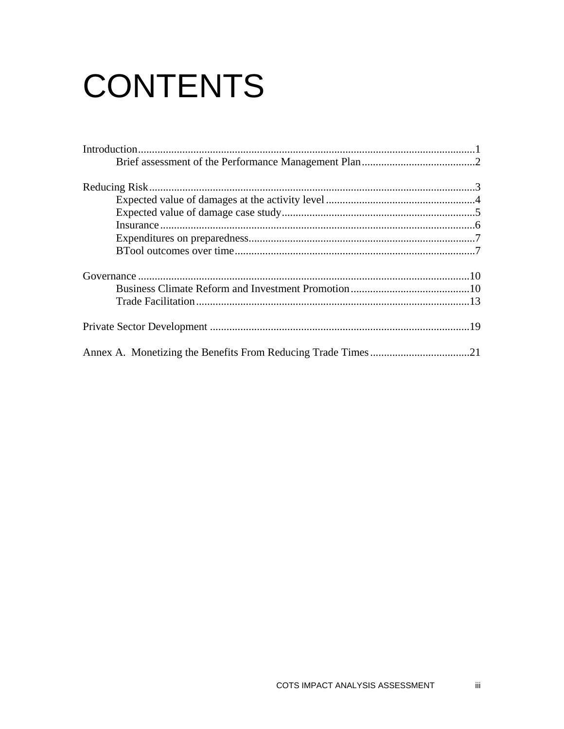# CONTENTS

Introduction....................................................................................................................1
    Brief assessment of the Performance Management Plan.........................................2

Reducing Risk....................................................................................................................3
    Expected value of damages at the activity level......................................................4
    Expected value of damage case study.....................................................................5
    Insurance...................................................................................................................6
    Expenditures on preparedness.................................................................................7
    BTool outcomes over time.......................................................................................7

Governance .......................................................................................................................10
    Business Climate Reform and Investment Promotion...........................................10
    Trade Facilitation...................................................................................................13

Private Sector Development ............................................................................................19

Annex A. Monetizing the Benefits From Reducing Trade Times...................................21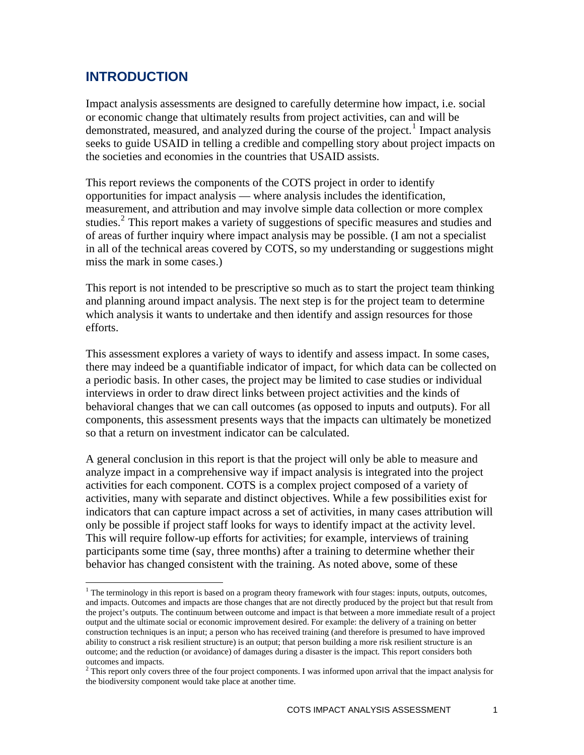## INTRODUCTION

Impact analysis assessments are designed to carefully determine how impact, i.e. social or economic change that ultimately results from project activities, can and will be demonstrated, measured, and analyzed during the course of the project.[1] Impact analysis seeks to guide USAID in telling a credible and compelling story about project impacts on the societies and economies in the countries that USAID assists.

This report reviews the components of the COTS project in order to identify opportunities for impact analysis — where analysis includes the identification, measurement, and attribution and may involve simple data collection or more complex studies.[2] This report makes a variety of suggestions of specific measures and studies and of areas of further inquiry where impact analysis may be possible. (I am not a specialist in all of the technical areas covered by COTS, so my understanding or suggestions might miss the mark in some cases.)

This report is not intended to be prescriptive so much as to start the project team thinking and planning around impact analysis. The next step is for the project team to determine which analysis it wants to undertake and then identify and assign resources for those efforts.

This assessment explores a variety of ways to identify and assess impact. In some cases, there may indeed be a quantifiable indicator of impact, for which data can be collected on a periodic basis. In other cases, the project may be limited to case studies or individual interviews in order to draw direct links between project activities and the kinds of behavioral changes that we can call outcomes (as opposed to inputs and outputs). For all components, this assessment presents ways that the impacts can ultimately be monetized so that a return on investment indicator can be calculated.

A general conclusion in this report is that the project will only be able to measure and analyze impact in a comprehensive way if impact analysis is integrated into the project activities for each component. COTS is a complex project composed of a variety of activities, many with separate and distinct objectives. While a few possibilities exist for indicators that can capture impact across a set of activities, in many cases attribution will only be possible if project staff looks for ways to identify impact at the activity level. This will require follow-up efforts for activities; for example, interviews of training participants some time (say, three months) after a training to determine whether their behavior has changed consistent with the training. As noted above, some of these

---

[1] The terminology in this report is based on a program theory framework with four stages: inputs, outputs, outcomes, and impacts. Outcomes and impacts are those changes that are not directly produced by the project but that result from the project's outputs. The continuum between outcome and impact is that between a more immediate result of a project output and the ultimate social or economic improvement desired. For example: the delivery of a training on better construction techniques is an input; a person who has received training (and therefore is presumed to have improved ability to construct a risk resilient structure) is an output; that person building a more risk resilient structure is an outcome; and the reduction (or avoidance) of damages during a disaster is the impact. This report considers both outcomes and impacts.

[2] This report only covers three of the four project components. I was informed upon arrival that the impact analysis for the biodiversity component would take place at another time.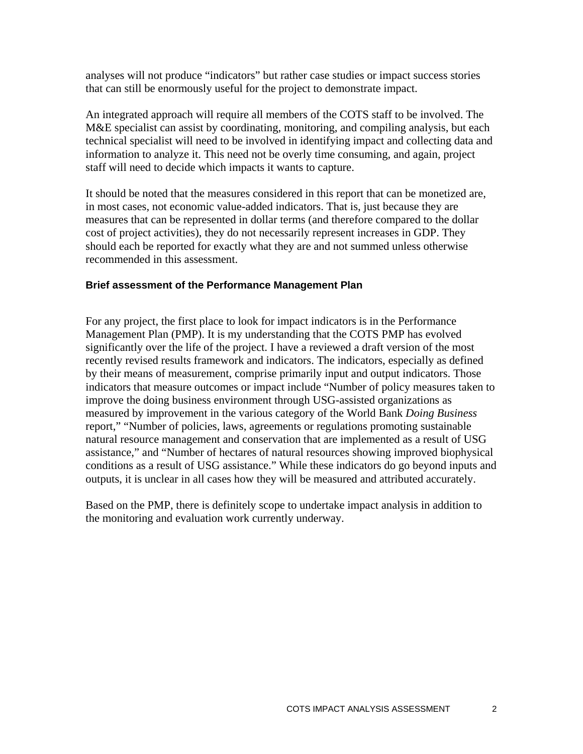analyses will not produce "indicators" but rather case studies or impact success stories that can still be enormously useful for the project to demonstrate impact.

An integrated approach will require all members of the COTS staff to be involved. The M&E specialist can assist by coordinating, monitoring, and compiling analysis, but each technical specialist will need to be involved in identifying impact and collecting data and information to analyze it. This need not be overly time consuming, and again, project staff will need to decide which impacts it wants to capture.

It should be noted that the measures considered in this report that can be monetized are, in most cases, not economic value-added indicators. That is, just because they are measures that can be represented in dollar terms (and therefore compared to the dollar cost of project activities), they do not necessarily represent increases in GDP. They should each be reported for exactly what they are and not summed unless otherwise recommended in this assessment.

### Brief assessment of the Performance Management Plan

For any project, the first place to look for impact indicators is in the Performance Management Plan (PMP). It is my understanding that the COTS PMP has evolved significantly over the life of the project. I have a reviewed a draft version of the most recently revised results framework and indicators. The indicators, especially as defined by their means of measurement, comprise primarily input and output indicators. Those indicators that measure outcomes or impact include "Number of policy measures taken to improve the doing business environment through USG-assisted organizations as measured by improvement in the various category of the World Bank *Doing Business* report," "Number of policies, laws, agreements or regulations promoting sustainable natural resource management and conservation that are implemented as a result of USG assistance," and "Number of hectares of natural resources showing improved biophysical conditions as a result of USG assistance." While these indicators do go beyond inputs and outputs, it is unclear in all cases how they will be measured and attributed accurately.

Based on the PMP, there is definitely scope to undertake impact analysis in addition to the monitoring and evaluation work currently underway.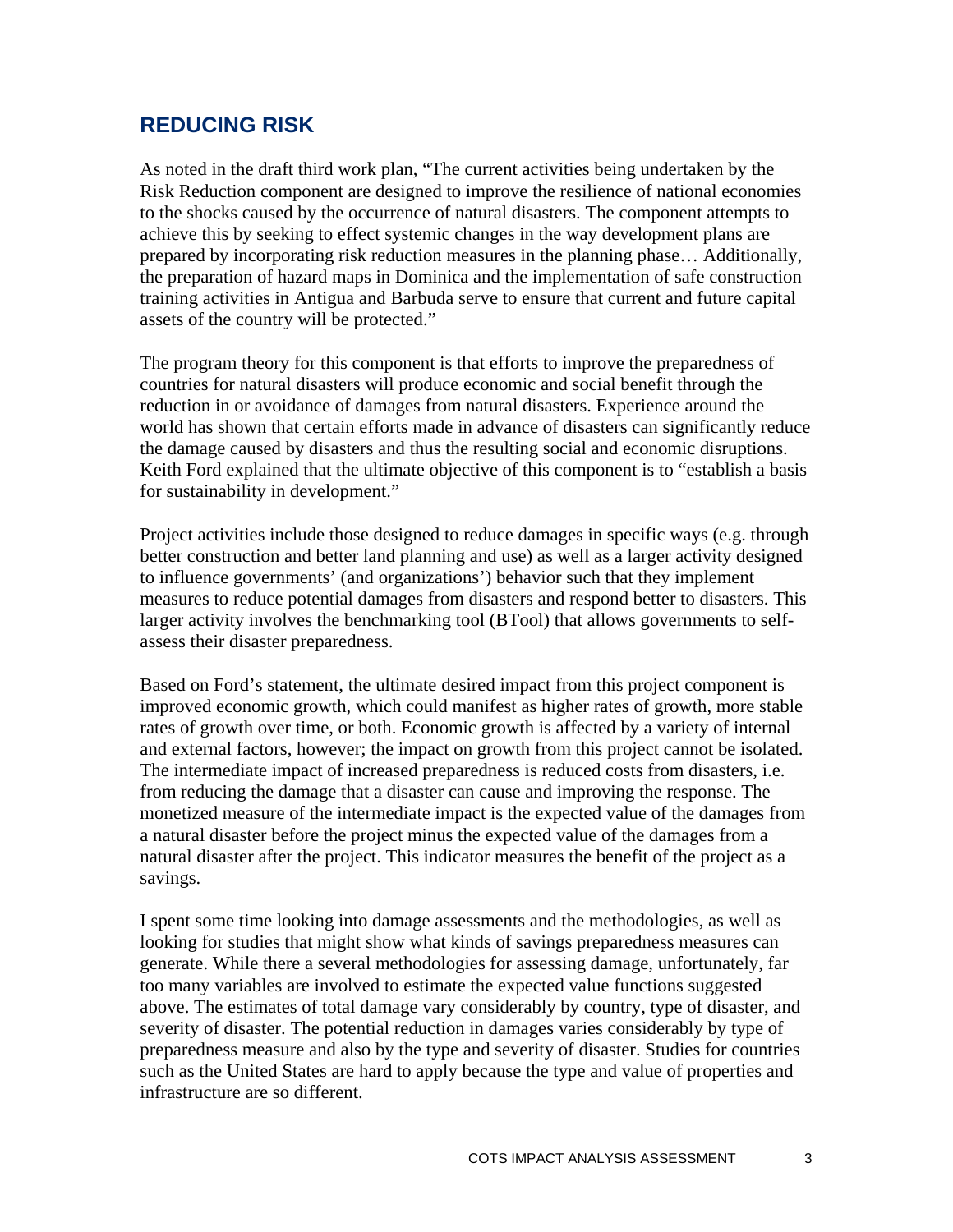## REDUCING RISK

As noted in the draft third work plan, "The current activities being undertaken by the Risk Reduction component are designed to improve the resilience of national economies to the shocks caused by the occurrence of natural disasters. The component attempts to achieve this by seeking to effect systemic changes in the way development plans are prepared by incorporating risk reduction measures in the planning phase… Additionally, the preparation of hazard maps in Dominica and the implementation of safe construction training activities in Antigua and Barbuda serve to ensure that current and future capital assets of the country will be protected."

The program theory for this component is that efforts to improve the preparedness of countries for natural disasters will produce economic and social benefit through the reduction in or avoidance of damages from natural disasters. Experience around the world has shown that certain efforts made in advance of disasters can significantly reduce the damage caused by disasters and thus the resulting social and economic disruptions. Keith Ford explained that the ultimate objective of this component is to "establish a basis for sustainability in development."

Project activities include those designed to reduce damages in specific ways (e.g. through better construction and better land planning and use) as well as a larger activity designed to influence governments' (and organizations') behavior such that they implement measures to reduce potential damages from disasters and respond better to disasters. This larger activity involves the benchmarking tool (BTool) that allows governments to self-assess their disaster preparedness.

Based on Ford's statement, the ultimate desired impact from this project component is improved economic growth, which could manifest as higher rates of growth, more stable rates of growth over time, or both. Economic growth is affected by a variety of internal and external factors, however; the impact on growth from this project cannot be isolated. The intermediate impact of increased preparedness is reduced costs from disasters, i.e. from reducing the damage that a disaster can cause and improving the response. The monetized measure of the intermediate impact is the expected value of the damages from a natural disaster before the project minus the expected value of the damages from a natural disaster after the project. This indicator measures the benefit of the project as a savings.

I spent some time looking into damage assessments and the methodologies, as well as looking for studies that might show what kinds of savings preparedness measures can generate. While there a several methodologies for assessing damage, unfortunately, far too many variables are involved to estimate the expected value functions suggested above. The estimates of total damage vary considerably by country, type of disaster, and severity of disaster. The potential reduction in damages varies considerably by type of preparedness measure and also by the type and severity of disaster. Studies for countries such as the United States are hard to apply because the type and value of properties and infrastructure are so different.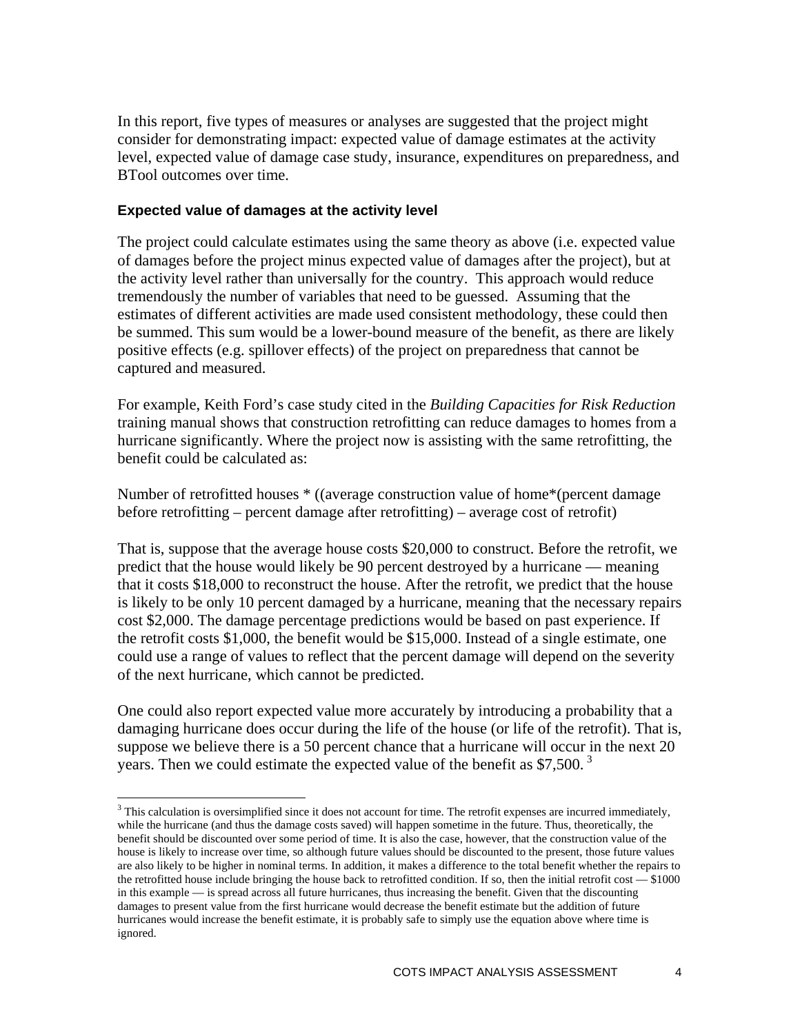In this report, five types of measures or analyses are suggested that the project might consider for demonstrating impact: expected value of damage estimates at the activity level, expected value of damage case study, insurance, expenditures on preparedness, and BTool outcomes over time.

### Expected value of damages at the activity level

The project could calculate estimates using the same theory as above (i.e. expected value of damages before the project minus expected value of damages after the project), but at the activity level rather than universally for the country. This approach would reduce tremendously the number of variables that need to be guessed. Assuming that the estimates of different activities are made used consistent methodology, these could then be summed. This sum would be a lower-bound measure of the benefit, as there are likely positive effects (e.g. spillover effects) of the project on preparedness that cannot be captured and measured.

For example, Keith Ford's case study cited in the *Building Capacities for Risk Reduction* training manual shows that construction retrofitting can reduce damages to homes from a hurricane significantly. Where the project now is assisting with the same retrofitting, the benefit could be calculated as:

Number of retrofitted houses * ((average construction value of home*(percent damage before retrofitting – percent damage after retrofitting) – average cost of retrofit)

That is, suppose that the average house costs $20,000 to construct. Before the retrofit, we predict that the house would likely be 90 percent destroyed by a hurricane — meaning that it costs $18,000 to reconstruct the house. After the retrofit, we predict that the house is likely to be only 10 percent damaged by a hurricane, meaning that the necessary repairs cost $2,000. The damage percentage predictions would be based on past experience. If the retrofit costs $1,000, the benefit would be $15,000. Instead of a single estimate, one could use a range of values to reflect that the percent damage will depend on the severity of the next hurricane, which cannot be predicted.

One could also report expected value more accurately by introducing a probability that a damaging hurricane does occur during the life of the house (or life of the retrofit). That is, suppose we believe there is a 50 percent chance that a hurricane will occur in the next 20 years. Then we could estimate the expected value of the benefit as $7,500. [3]

---

[3] This calculation is oversimplified since it does not account for time. The retrofit expenses are incurred immediately, while the hurricane (and thus the damage costs saved) will happen sometime in the future. Thus, theoretically, the benefit should be discounted over some period of time. It is also the case, however, that the construction value of the house is likely to increase over time, so although future values should be discounted to the present, those future values are also likely to be higher in nominal terms. In addition, it makes a difference to the total benefit whether the repairs to the retrofitted house include bringing the house back to retrofitted condition. If so, then the initial retrofit cost — $1000 in this example — is spread across all future hurricanes, thus increasing the benefit. Given that the discounting damages to present value from the first hurricane would decrease the benefit estimate but the addition of future hurricanes would increase the benefit estimate, it is probably safe to simply use the equation above where time is ignored.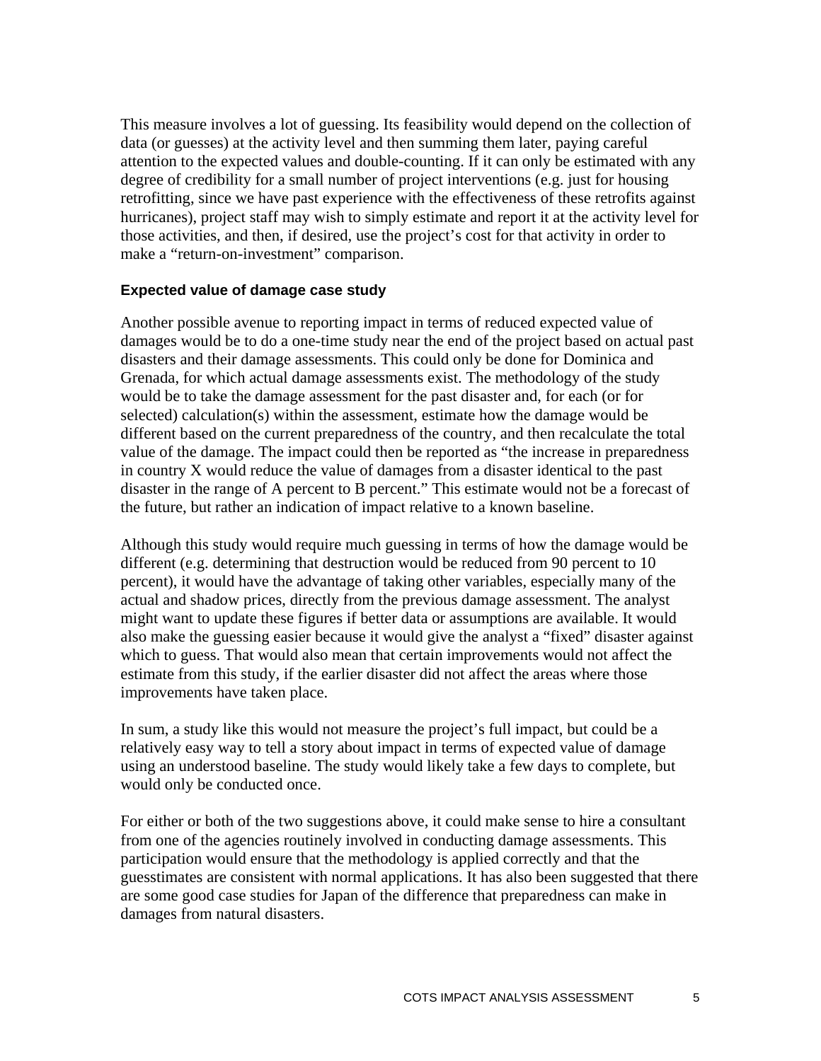This measure involves a lot of guessing. Its feasibility would depend on the collection of data (or guesses) at the activity level and then summing them later, paying careful attention to the expected values and double-counting. If it can only be estimated with any degree of credibility for a small number of project interventions (e.g. just for housing retrofitting, since we have past experience with the effectiveness of these retrofits against hurricanes), project staff may wish to simply estimate and report it at the activity level for those activities, and then, if desired, use the project's cost for that activity in order to make a "return-on-investment" comparison.

#### Expected value of damage case study

Another possible avenue to reporting impact in terms of reduced expected value of damages would be to do a one-time study near the end of the project based on actual past disasters and their damage assessments. This could only be done for Dominica and Grenada, for which actual damage assessments exist. The methodology of the study would be to take the damage assessment for the past disaster and, for each (or for selected) calculation(s) within the assessment, estimate how the damage would be different based on the current preparedness of the country, and then recalculate the total value of the damage. The impact could then be reported as "the increase in preparedness in country X would reduce the value of damages from a disaster identical to the past disaster in the range of A percent to B percent." This estimate would not be a forecast of the future, but rather an indication of impact relative to a known baseline.

Although this study would require much guessing in terms of how the damage would be different (e.g. determining that destruction would be reduced from 90 percent to 10 percent), it would have the advantage of taking other variables, especially many of the actual and shadow prices, directly from the previous damage assessment. The analyst might want to update these figures if better data or assumptions are available. It would also make the guessing easier because it would give the analyst a "fixed" disaster against which to guess. That would also mean that certain improvements would not affect the estimate from this study, if the earlier disaster did not affect the areas where those improvements have taken place.

In sum, a study like this would not measure the project's full impact, but could be a relatively easy way to tell a story about impact in terms of expected value of damage using an understood baseline. The study would likely take a few days to complete, but would only be conducted once.

For either or both of the two suggestions above, it could make sense to hire a consultant from one of the agencies routinely involved in conducting damage assessments. This participation would ensure that the methodology is applied correctly and that the guesstimates are consistent with normal applications. It has also been suggested that there are some good case studies for Japan of the difference that preparedness can make in damages from natural disasters.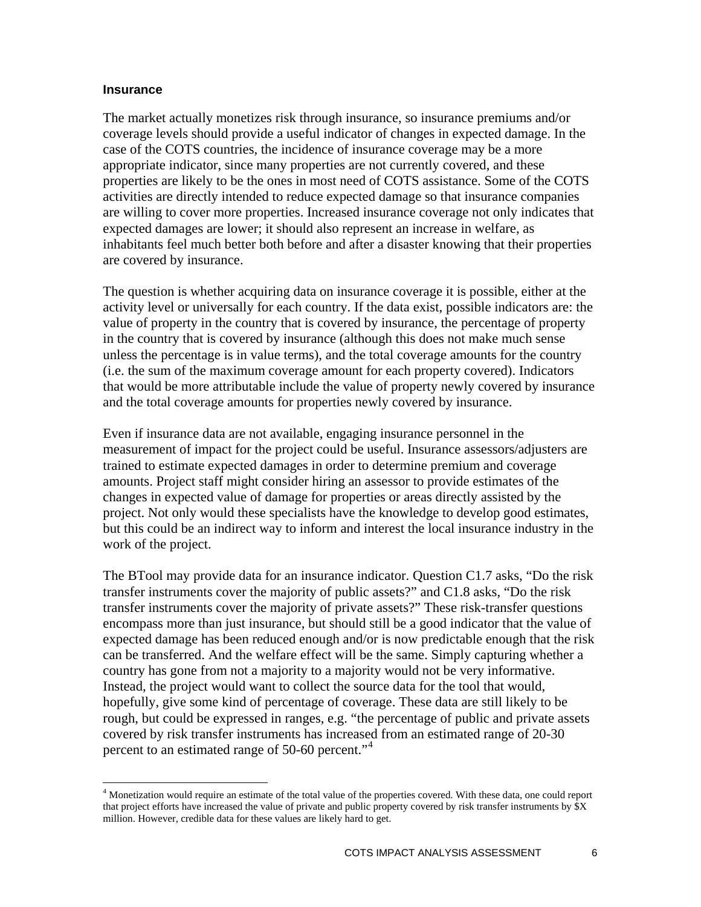### Insurance

The market actually monetizes risk through insurance, so insurance premiums and/or coverage levels should provide a useful indicator of changes in expected damage. In the case of the COTS countries, the incidence of insurance coverage may be a more appropriate indicator, since many properties are not currently covered, and these properties are likely to be the ones in most need of COTS assistance. Some of the COTS activities are directly intended to reduce expected damage so that insurance companies are willing to cover more properties. Increased insurance coverage not only indicates that expected damages are lower; it should also represent an increase in welfare, as inhabitants feel much better both before and after a disaster knowing that their properties are covered by insurance.

The question is whether acquiring data on insurance coverage it is possible, either at the activity level or universally for each country. If the data exist, possible indicators are: the value of property in the country that is covered by insurance, the percentage of property in the country that is covered by insurance (although this does not make much sense unless the percentage is in value terms), and the total coverage amounts for the country (i.e. the sum of the maximum coverage amount for each property covered). Indicators that would be more attributable include the value of property newly covered by insurance and the total coverage amounts for properties newly covered by insurance.

Even if insurance data are not available, engaging insurance personnel in the measurement of impact for the project could be useful. Insurance assessors/adjusters are trained to estimate expected damages in order to determine premium and coverage amounts. Project staff might consider hiring an assessor to provide estimates of the changes in expected value of damage for properties or areas directly assisted by the project. Not only would these specialists have the knowledge to develop good estimates, but this could be an indirect way to inform and interest the local insurance industry in the work of the project.

The BTool may provide data for an insurance indicator. Question C1.7 asks, "Do the risk transfer instruments cover the majority of public assets?" and C1.8 asks, "Do the risk transfer instruments cover the majority of private assets?" These risk-transfer questions encompass more than just insurance, but should still be a good indicator that the value of expected damage has been reduced enough and/or is now predictable enough that the risk can be transferred. And the welfare effect will be the same. Simply capturing whether a country has gone from not a majority to a majority would not be very informative. Instead, the project would want to collect the source data for the tool that would, hopefully, give some kind of percentage of coverage. These data are still likely to be rough, but could be expressed in ranges, e.g. "the percentage of public and private assets covered by risk transfer instruments has increased from an estimated range of 20-30 percent to an estimated range of 50-60 percent."[4]

[4] Monetization would require an estimate of the total value of the properties covered. With these data, one could report that project efforts have increased the value of private and public property covered by risk transfer instruments by $X million. However, credible data for these values are likely hard to get.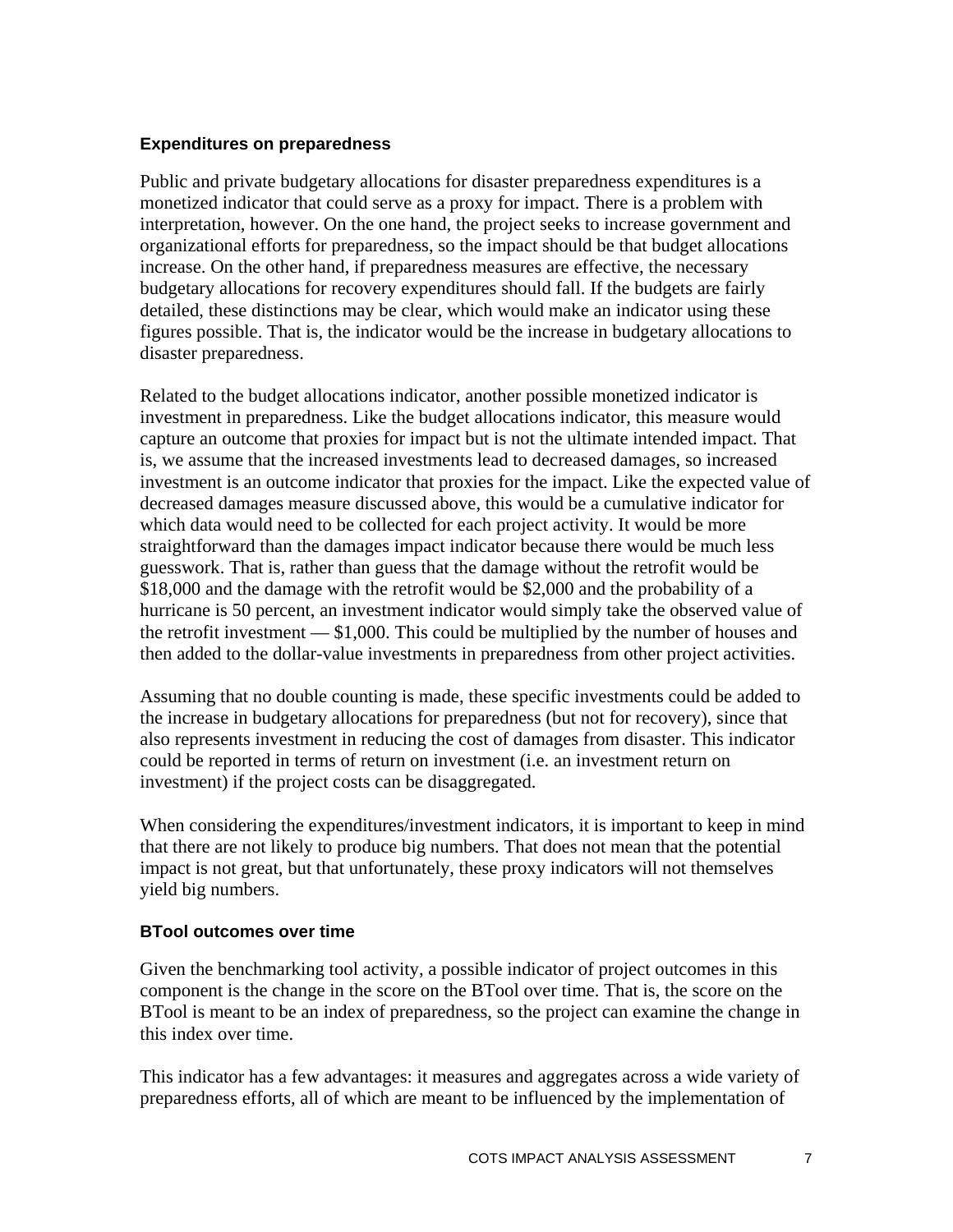### Expenditures on preparedness

Public and private budgetary allocations for disaster preparedness expenditures is a monetized indicator that could serve as a proxy for impact. There is a problem with interpretation, however. On the one hand, the project seeks to increase government and organizational efforts for preparedness, so the impact should be that budget allocations increase. On the other hand, if preparedness measures are effective, the necessary budgetary allocations for recovery expenditures should fall. If the budgets are fairly detailed, these distinctions may be clear, which would make an indicator using these figures possible. That is, the indicator would be the increase in budgetary allocations to disaster preparedness.

Related to the budget allocations indicator, another possible monetized indicator is investment in preparedness. Like the budget allocations indicator, this measure would capture an outcome that proxies for impact but is not the ultimate intended impact. That is, we assume that the increased investments lead to decreased damages, so increased investment is an outcome indicator that proxies for the impact. Like the expected value of decreased damages measure discussed above, this would be a cumulative indicator for which data would need to be collected for each project activity. It would be more straightforward than the damages impact indicator because there would be much less guesswork. That is, rather than guess that the damage without the retrofit would be $18,000 and the damage with the retrofit would be $2,000 and the probability of a hurricane is 50 percent, an investment indicator would simply take the observed value of the retrofit investment — $1,000. This could be multiplied by the number of houses and then added to the dollar-value investments in preparedness from other project activities.

Assuming that no double counting is made, these specific investments could be added to the increase in budgetary allocations for preparedness (but not for recovery), since that also represents investment in reducing the cost of damages from disaster. This indicator could be reported in terms of return on investment (i.e. an investment return on investment) if the project costs can be disaggregated.

When considering the expenditures/investment indicators, it is important to keep in mind that there are not likely to produce big numbers. That does not mean that the potential impact is not great, but that unfortunately, these proxy indicators will not themselves yield big numbers.

### BTool outcomes over time

Given the benchmarking tool activity, a possible indicator of project outcomes in this component is the change in the score on the BTool over time. That is, the score on the BTool is meant to be an index of preparedness, so the project can examine the change in this index over time.

This indicator has a few advantages: it measures and aggregates across a wide variety of preparedness efforts, all of which are meant to be influenced by the implementation of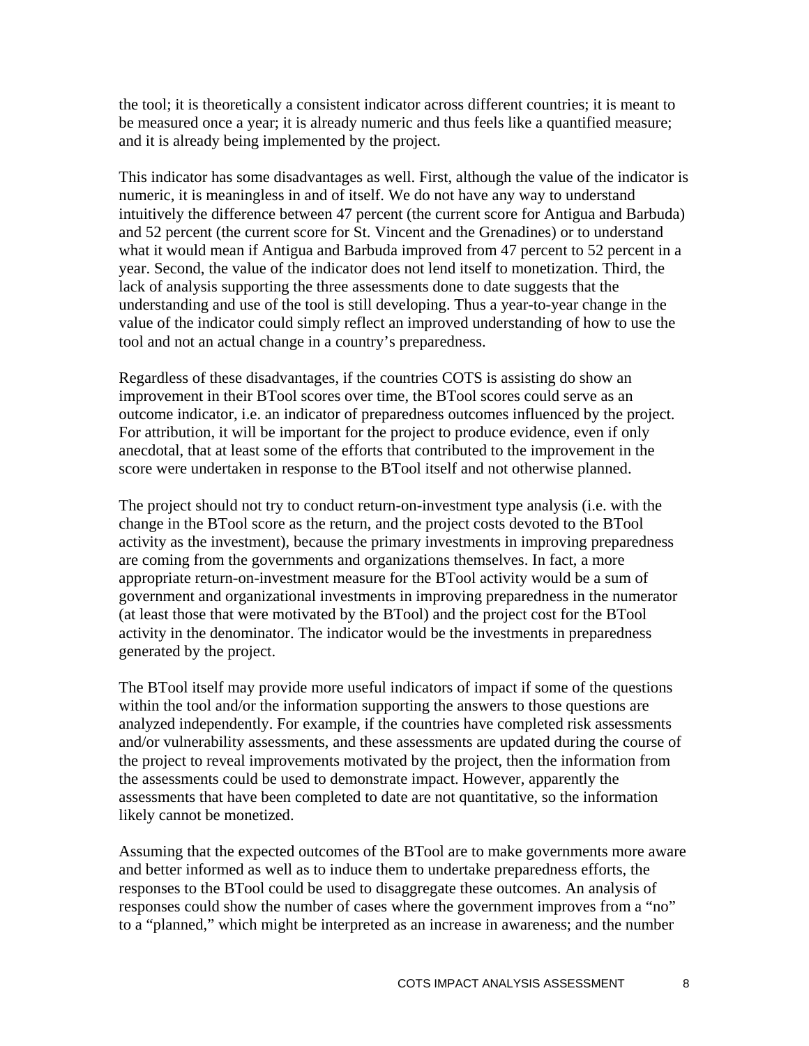the tool; it is theoretically a consistent indicator across different countries; it is meant to be measured once a year; it is already numeric and thus feels like a quantified measure; and it is already being implemented by the project.

This indicator has some disadvantages as well. First, although the value of the indicator is numeric, it is meaningless in and of itself. We do not have any way to understand intuitively the difference between 47 percent (the current score for Antigua and Barbuda) and 52 percent (the current score for St. Vincent and the Grenadines) or to understand what it would mean if Antigua and Barbuda improved from 47 percent to 52 percent in a year. Second, the value of the indicator does not lend itself to monetization. Third, the lack of analysis supporting the three assessments done to date suggests that the understanding and use of the tool is still developing. Thus a year-to-year change in the value of the indicator could simply reflect an improved understanding of how to use the tool and not an actual change in a country's preparedness.

Regardless of these disadvantages, if the countries COTS is assisting do show an improvement in their BTool scores over time, the BTool scores could serve as an outcome indicator, i.e. an indicator of preparedness outcomes influenced by the project. For attribution, it will be important for the project to produce evidence, even if only anecdotal, that at least some of the efforts that contributed to the improvement in the score were undertaken in response to the BTool itself and not otherwise planned.

The project should not try to conduct return-on-investment type analysis (i.e. with the change in the BTool score as the return, and the project costs devoted to the BTool activity as the investment), because the primary investments in improving preparedness are coming from the governments and organizations themselves. In fact, a more appropriate return-on-investment measure for the BTool activity would be a sum of government and organizational investments in improving preparedness in the numerator (at least those that were motivated by the BTool) and the project cost for the BTool activity in the denominator. The indicator would be the investments in preparedness generated by the project.

The BTool itself may provide more useful indicators of impact if some of the questions within the tool and/or the information supporting the answers to those questions are analyzed independently. For example, if the countries have completed risk assessments and/or vulnerability assessments, and these assessments are updated during the course of the project to reveal improvements motivated by the project, then the information from the assessments could be used to demonstrate impact. However, apparently the assessments that have been completed to date are not quantitative, so the information likely cannot be monetized.

Assuming that the expected outcomes of the BTool are to make governments more aware and better informed as well as to induce them to undertake preparedness efforts, the responses to the BTool could be used to disaggregate these outcomes. An analysis of responses could show the number of cases where the government improves from a "no" to a "planned," which might be interpreted as an increase in awareness; and the number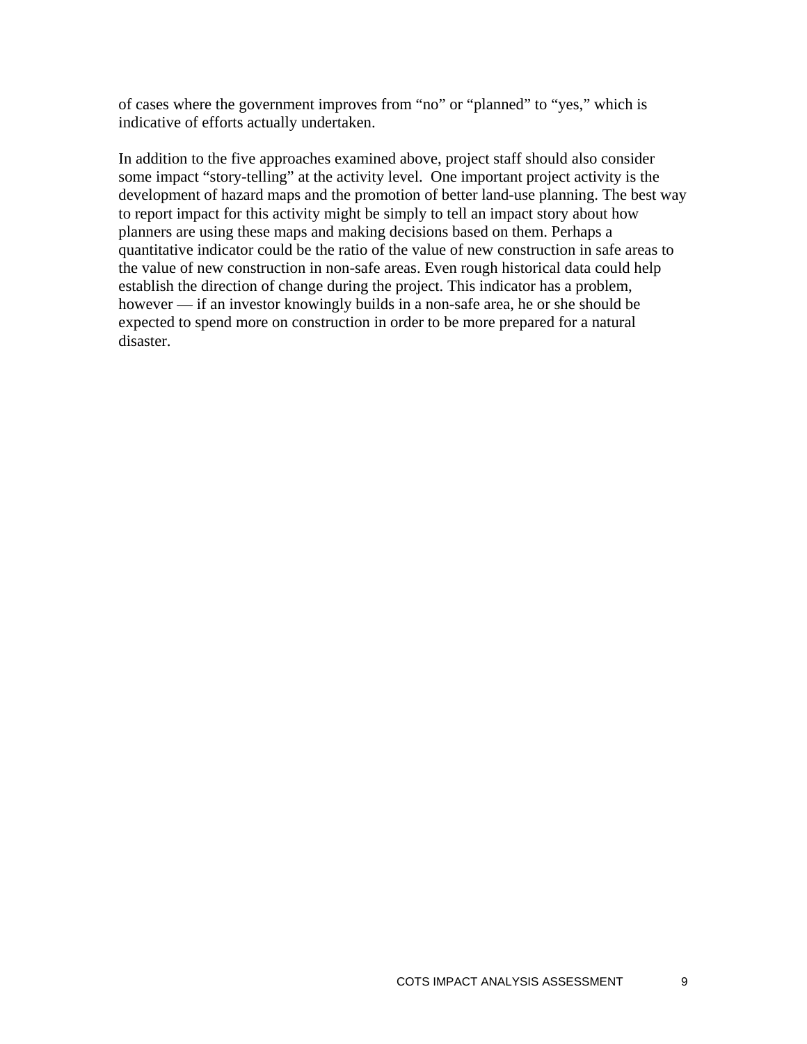of cases where the government improves from “no” or “planned” to “yes,” which is indicative of efforts actually undertaken.

In addition to the five approaches examined above, project staff should also consider some impact “story-telling” at the activity level.  One important project activity is the development of hazard maps and the promotion of better land-use planning. The best way to report impact for this activity might be simply to tell an impact story about how planners are using these maps and making decisions based on them. Perhaps a quantitative indicator could be the ratio of the value of new construction in safe areas to the value of new construction in non-safe areas. Even rough historical data could help establish the direction of change during the project. This indicator has a problem, however — if an investor knowingly builds in a non-safe area, he or she should be expected to spend more on construction in order to be more prepared for a natural disaster.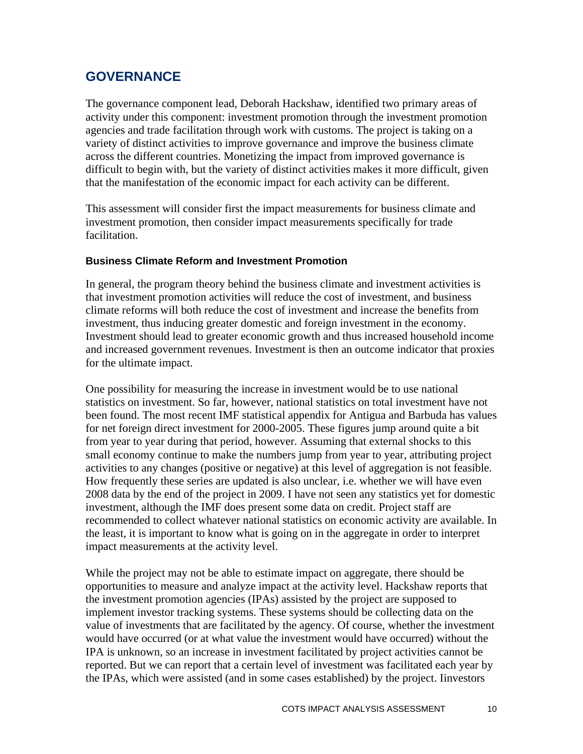## GOVERNANCE

The governance component lead, Deborah Hackshaw, identified two primary areas of activity under this component: investment promotion through the investment promotion agencies and trade facilitation through work with customs. The project is taking on a variety of distinct activities to improve governance and improve the business climate across the different countries. Monetizing the impact from improved governance is difficult to begin with, but the variety of distinct activities makes it more difficult, given that the manifestation of the economic impact for each activity can be different.

This assessment will consider first the impact measurements for business climate and investment promotion, then consider impact measurements specifically for trade facilitation.

### Business Climate Reform and Investment Promotion

In general, the program theory behind the business climate and investment activities is that investment promotion activities will reduce the cost of investment, and business climate reforms will both reduce the cost of investment and increase the benefits from investment, thus inducing greater domestic and foreign investment in the economy. Investment should lead to greater economic growth and thus increased household income and increased government revenues. Investment is then an outcome indicator that proxies for the ultimate impact.

One possibility for measuring the increase in investment would be to use national statistics on investment. So far, however, national statistics on total investment have not been found. The most recent IMF statistical appendix for Antigua and Barbuda has values for net foreign direct investment for 2000-2005. These figures jump around quite a bit from year to year during that period, however. Assuming that external shocks to this small economy continue to make the numbers jump from year to year, attributing project activities to any changes (positive or negative) at this level of aggregation is not feasible. How frequently these series are updated is also unclear, i.e. whether we will have even 2008 data by the end of the project in 2009. I have not seen any statistics yet for domestic investment, although the IMF does present some data on credit. Project staff are recommended to collect whatever national statistics on economic activity are available. In the least, it is important to know what is going on in the aggregate in order to interpret impact measurements at the activity level.

While the project may not be able to estimate impact on aggregate, there should be opportunities to measure and analyze impact at the activity level. Hackshaw reports that the investment promotion agencies (IPAs) assisted by the project are supposed to implement investor tracking systems. These systems should be collecting data on the value of investments that are facilitated by the agency. Of course, whether the investment would have occurred (or at what value the investment would have occurred) without the IPA is unknown, so an increase in investment facilitated by project activities cannot be reported. But we can report that a certain level of investment was facilitated each year by the IPAs, which were assisted (and in some cases established) by the project. Iinvestors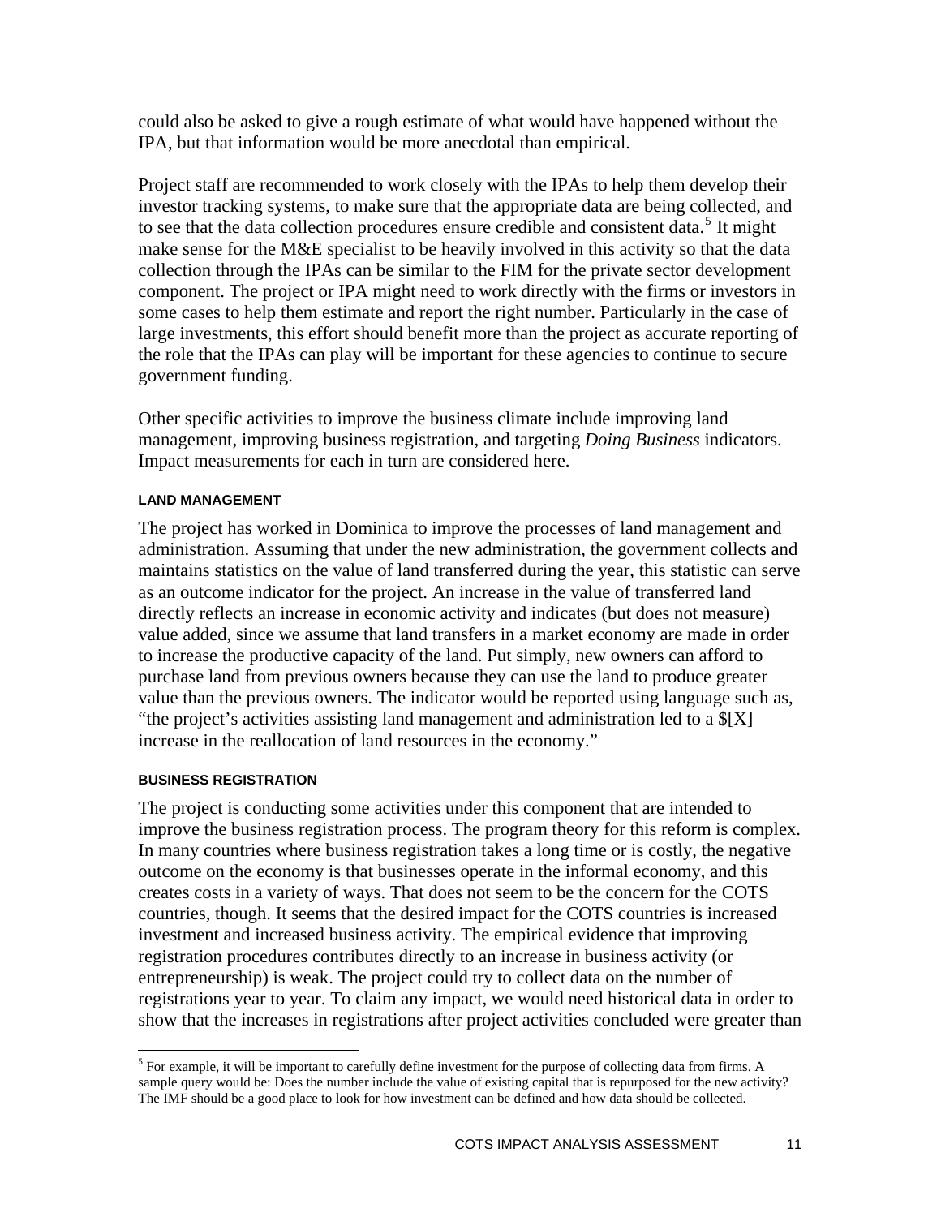could also be asked to give a rough estimate of what would have happened without the IPA, but that information would be more anecdotal than empirical.

Project staff are recommended to work closely with the IPAs to help them develop their investor tracking systems, to make sure that the appropriate data are being collected, and to see that the data collection procedures ensure credible and consistent data.[5] It might make sense for the M&E specialist to be heavily involved in this activity so that the data collection through the IPAs can be similar to the FIM for the private sector development component. The project or IPA might need to work directly with the firms or investors in some cases to help them estimate and report the right number. Particularly in the case of large investments, this effort should benefit more than the project as accurate reporting of the role that the IPAs can play will be important for these agencies to continue to secure government funding.

Other specific activities to improve the business climate include improving land management, improving business registration, and targeting *Doing Business* indicators. Impact measurements for each in turn are considered here.

#### LAND MANAGEMENT

The project has worked in Dominica to improve the processes of land management and administration. Assuming that under the new administration, the government collects and maintains statistics on the value of land transferred during the year, this statistic can serve as an outcome indicator for the project. An increase in the value of transferred land directly reflects an increase in economic activity and indicates (but does not measure) value added, since we assume that land transfers in a market economy are made in order to increase the productive capacity of the land. Put simply, new owners can afford to purchase land from previous owners because they can use the land to produce greater value than the previous owners. The indicator would be reported using language such as, "the project's activities assisting land management and administration led to a $[X] increase in the reallocation of land resources in the economy."

#### BUSINESS REGISTRATION

The project is conducting some activities under this component that are intended to improve the business registration process. The program theory for this reform is complex. In many countries where business registration takes a long time or is costly, the negative outcome on the economy is that businesses operate in the informal economy, and this creates costs in a variety of ways. That does not seem to be the concern for the COTS countries, though. It seems that the desired impact for the COTS countries is increased investment and increased business activity. The empirical evidence that improving registration procedures contributes directly to an increase in business activity (or entrepreneurship) is weak. The project could try to collect data on the number of registrations year to year. To claim any impact, we would need historical data in order to show that the increases in registrations after project activities concluded were greater than

[5] For example, it will be important to carefully define investment for the purpose of collecting data from firms. A sample query would be: Does the number include the value of existing capital that is repurposed for the new activity? The IMF should be a good place to look for how investment can be defined and how data should be collected.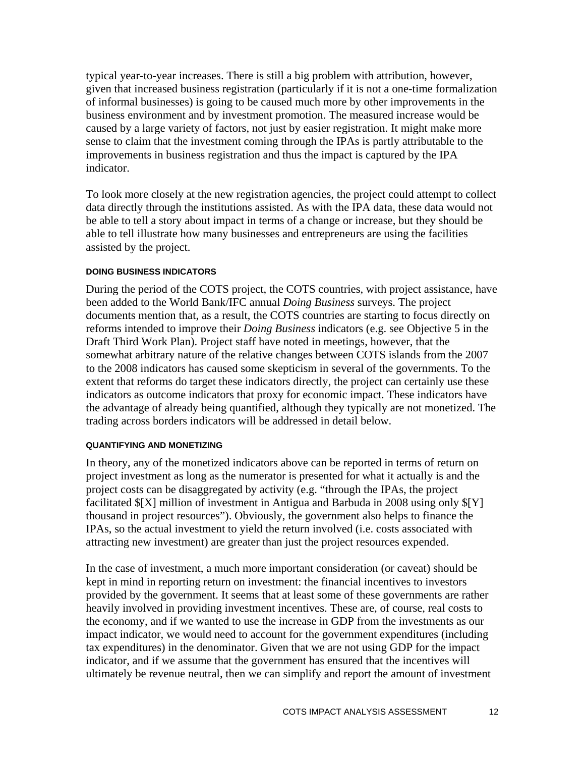typical year-to-year increases. There is still a big problem with attribution, however, given that increased business registration (particularly if it is not a one-time formalization of informal businesses) is going to be caused much more by other improvements in the business environment and by investment promotion. The measured increase would be caused by a large variety of factors, not just by easier registration. It might make more sense to claim that the investment coming through the IPAs is partly attributable to the improvements in business registration and thus the impact is captured by the IPA indicator.

To look more closely at the new registration agencies, the project could attempt to collect data directly through the institutions assisted. As with the IPA data, these data would not be able to tell a story about impact in terms of a change or increase, but they should be able to tell illustrate how many businesses and entrepreneurs are using the facilities assisted by the project.

#### DOING BUSINESS INDICATORS

During the period of the COTS project, the COTS countries, with project assistance, have been added to the World Bank/IFC annual *Doing Business* surveys. The project documents mention that, as a result, the COTS countries are starting to focus directly on reforms intended to improve their *Doing Business* indicators (e.g. see Objective 5 in the Draft Third Work Plan). Project staff have noted in meetings, however, that the somewhat arbitrary nature of the relative changes between COTS islands from the 2007 to the 2008 indicators has caused some skepticism in several of the governments. To the extent that reforms do target these indicators directly, the project can certainly use these indicators as outcome indicators that proxy for economic impact. These indicators have the advantage of already being quantified, although they typically are not monetized. The trading across borders indicators will be addressed in detail below.

#### QUANTIFYING AND MONETIZING

In theory, any of the monetized indicators above can be reported in terms of return on project investment as long as the numerator is presented for what it actually is and the project costs can be disaggregated by activity (e.g. "through the IPAs, the project facilitated $[X] million of investment in Antigua and Barbuda in 2008 using only $[Y] thousand in project resources"). Obviously, the government also helps to finance the IPAs, so the actual investment to yield the return involved (i.e. costs associated with attracting new investment) are greater than just the project resources expended.

In the case of investment, a much more important consideration (or caveat) should be kept in mind in reporting return on investment: the financial incentives to investors provided by the government. It seems that at least some of these governments are rather heavily involved in providing investment incentives. These are, of course, real costs to the economy, and if we wanted to use the increase in GDP from the investments as our impact indicator, we would need to account for the government expenditures (including tax expenditures) in the denominator. Given that we are not using GDP for the impact indicator, and if we assume that the government has ensured that the incentives will ultimately be revenue neutral, then we can simplify and report the amount of investment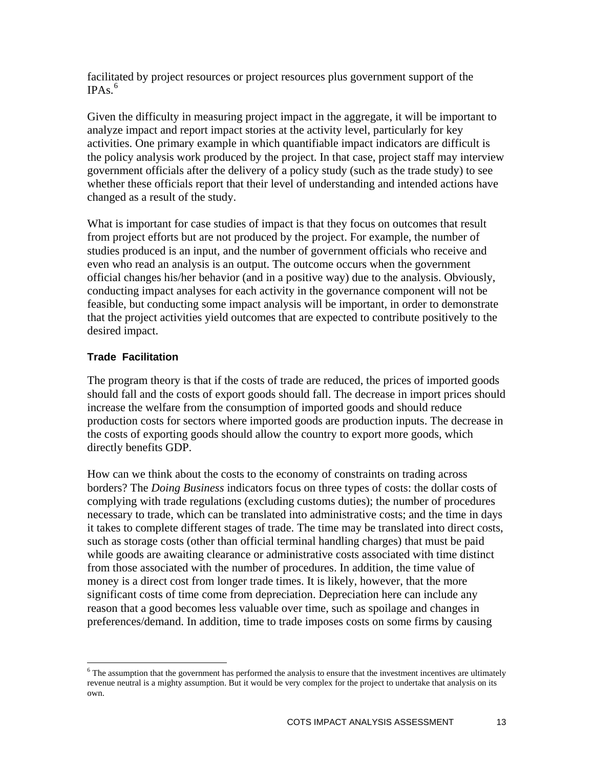facilitated by project resources or project resources plus government support of the IPAs.[6]

Given the difficulty in measuring project impact in the aggregate, it will be important to analyze impact and report impact stories at the activity level, particularly for key activities. One primary example in which quantifiable impact indicators are difficult is the policy analysis work produced by the project. In that case, project staff may interview government officials after the delivery of a policy study (such as the trade study) to see whether these officials report that their level of understanding and intended actions have changed as a result of the study.

What is important for case studies of impact is that they focus on outcomes that result from project efforts but are not produced by the project. For example, the number of studies produced is an input, and the number of government officials who receive and even who read an analysis is an output. The outcome occurs when the government official changes his/her behavior (and in a positive way) due to the analysis. Obviously, conducting impact analyses for each activity in the governance component will not be feasible, but conducting some impact analysis will be important, in order to demonstrate that the project activities yield outcomes that are expected to contribute positively to the desired impact.

### Trade Facilitation

The program theory is that if the costs of trade are reduced, the prices of imported goods should fall and the costs of export goods should fall. The decrease in import prices should increase the welfare from the consumption of imported goods and should reduce production costs for sectors where imported goods are production inputs. The decrease in the costs of exporting goods should allow the country to export more goods, which directly benefits GDP.

How can we think about the costs to the economy of constraints on trading across borders? The *Doing Business* indicators focus on three types of costs: the dollar costs of complying with trade regulations (excluding customs duties); the number of procedures necessary to trade, which can be translated into administrative costs; and the time in days it takes to complete different stages of trade. The time may be translated into direct costs, such as storage costs (other than official terminal handling charges) that must be paid while goods are awaiting clearance or administrative costs associated with time distinct from those associated with the number of procedures. In addition, the time value of money is a direct cost from longer trade times. It is likely, however, that the more significant costs of time come from depreciation. Depreciation here can include any reason that a good becomes less valuable over time, such as spoilage and changes in preferences/demand. In addition, time to trade imposes costs on some firms by causing

[6] The assumption that the government has performed the analysis to ensure that the investment incentives are ultimately revenue neutral is a mighty assumption. But it would be very complex for the project to undertake that analysis on its own.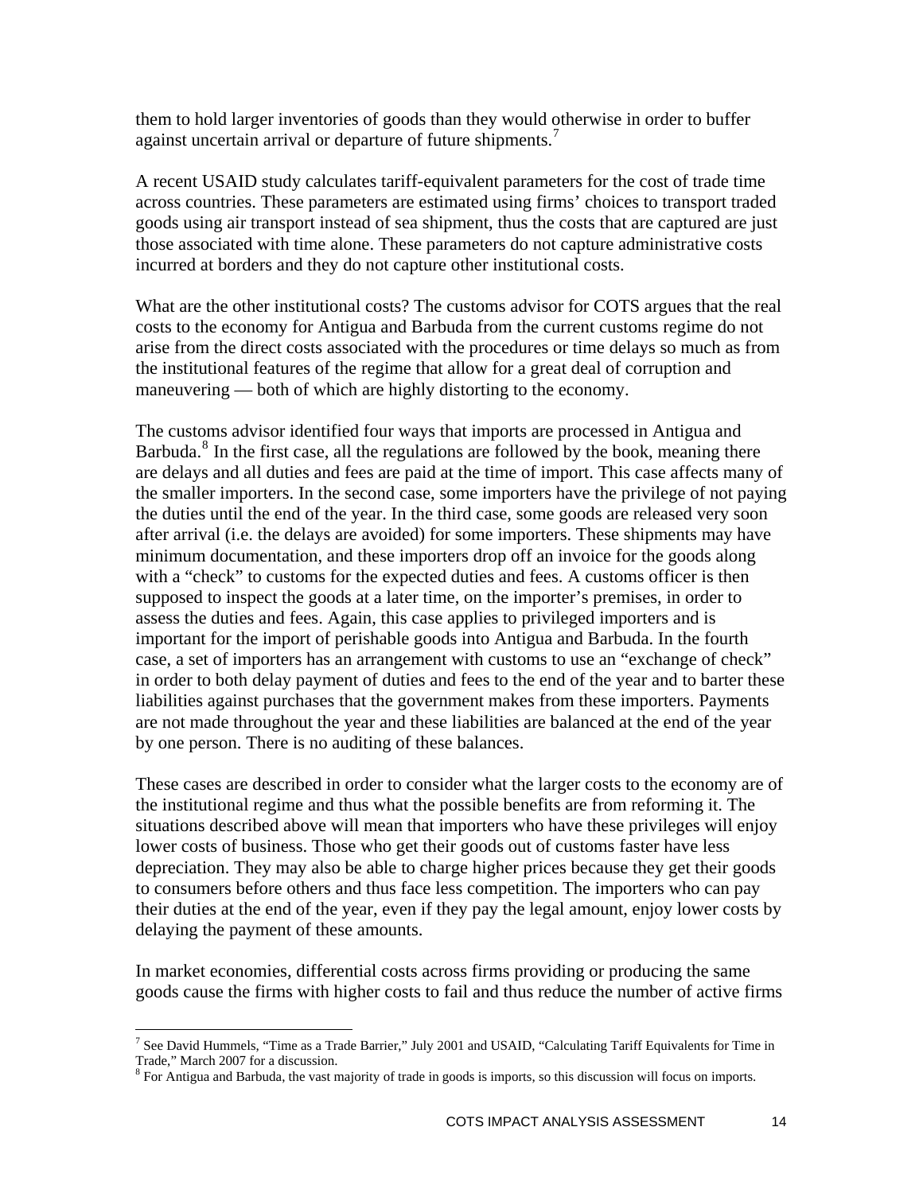them to hold larger inventories of goods than they would otherwise in order to buffer against uncertain arrival or departure of future shipments.[7]

A recent USAID study calculates tariff-equivalent parameters for the cost of trade time across countries. These parameters are estimated using firms' choices to transport traded goods using air transport instead of sea shipment, thus the costs that are captured are just those associated with time alone. These parameters do not capture administrative costs incurred at borders and they do not capture other institutional costs.

What are the other institutional costs? The customs advisor for COTS argues that the real costs to the economy for Antigua and Barbuda from the current customs regime do not arise from the direct costs associated with the procedures or time delays so much as from the institutional features of the regime that allow for a great deal of corruption and maneuvering — both of which are highly distorting to the economy.

The customs advisor identified four ways that imports are processed in Antigua and Barbuda.[8] In the first case, all the regulations are followed by the book, meaning there are delays and all duties and fees are paid at the time of import. This case affects many of the smaller importers. In the second case, some importers have the privilege of not paying the duties until the end of the year. In the third case, some goods are released very soon after arrival (i.e. the delays are avoided) for some importers. These shipments may have minimum documentation, and these importers drop off an invoice for the goods along with a "check" to customs for the expected duties and fees. A customs officer is then supposed to inspect the goods at a later time, on the importer's premises, in order to assess the duties and fees. Again, this case applies to privileged importers and is important for the import of perishable goods into Antigua and Barbuda. In the fourth case, a set of importers has an arrangement with customs to use an "exchange of check" in order to both delay payment of duties and fees to the end of the year and to barter these liabilities against purchases that the government makes from these importers. Payments are not made throughout the year and these liabilities are balanced at the end of the year by one person. There is no auditing of these balances.

These cases are described in order to consider what the larger costs to the economy are of the institutional regime and thus what the possible benefits are from reforming it. The situations described above will mean that importers who have these privileges will enjoy lower costs of business. Those who get their goods out of customs faster have less depreciation. They may also be able to charge higher prices because they get their goods to consumers before others and thus face less competition. The importers who can pay their duties at the end of the year, even if they pay the legal amount, enjoy lower costs by delaying the payment of these amounts.

In market economies, differential costs across firms providing or producing the same goods cause the firms with higher costs to fail and thus reduce the number of active firms

---

[7] See David Hummels, "Time as a Trade Barrier," July 2001 and USAID, "Calculating Tariff Equivalents for Time in Trade," March 2007 for a discussion.

[8] For Antigua and Barbuda, the vast majority of trade in goods is imports, so this discussion will focus on imports.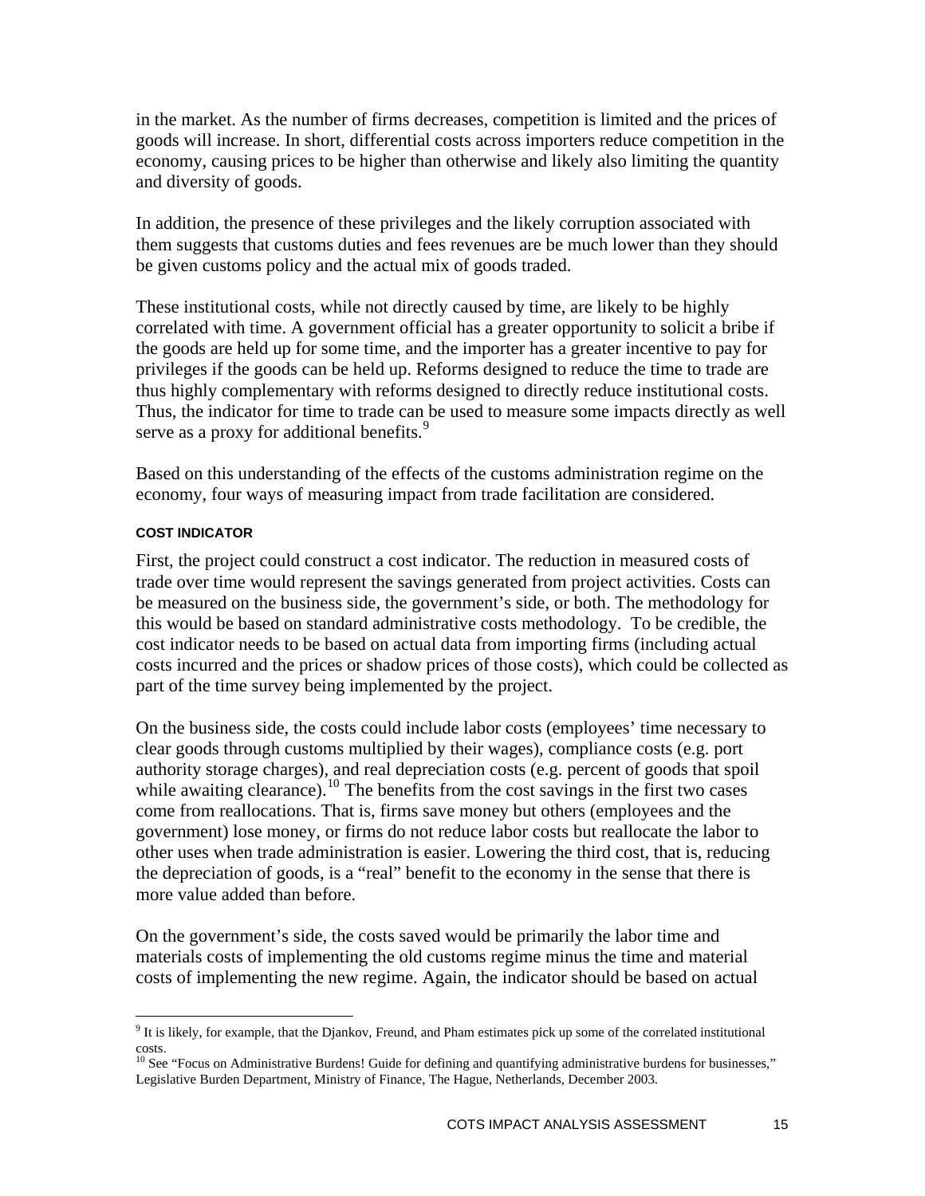in the market. As the number of firms decreases, competition is limited and the prices of goods will increase. In short, differential costs across importers reduce competition in the economy, causing prices to be higher than otherwise and likely also limiting the quantity and diversity of goods.

In addition, the presence of these privileges and the likely corruption associated with them suggests that customs duties and fees revenues are be much lower than they should be given customs policy and the actual mix of goods traded.

These institutional costs, while not directly caused by time, are likely to be highly correlated with time. A government official has a greater opportunity to solicit a bribe if the goods are held up for some time, and the importer has a greater incentive to pay for privileges if the goods can be held up. Reforms designed to reduce the time to trade are thus highly complementary with reforms designed to directly reduce institutional costs. Thus, the indicator for time to trade can be used to measure some impacts directly as well serve as a proxy for additional benefits.[9]

Based on this understanding of the effects of the customs administration regime on the economy, four ways of measuring impact from trade facilitation are considered.

#### COST INDICATOR

First, the project could construct a cost indicator. The reduction in measured costs of trade over time would represent the savings generated from project activities. Costs can be measured on the business side, the government's side, or both. The methodology for this would be based on standard administrative costs methodology. To be credible, the cost indicator needs to be based on actual data from importing firms (including actual costs incurred and the prices or shadow prices of those costs), which could be collected as part of the time survey being implemented by the project.

On the business side, the costs could include labor costs (employees' time necessary to clear goods through customs multiplied by their wages), compliance costs (e.g. port authority storage charges), and real depreciation costs (e.g. percent of goods that spoil while awaiting clearance).[10] The benefits from the cost savings in the first two cases come from reallocations. That is, firms save money but others (employees and the government) lose money, or firms do not reduce labor costs but reallocate the labor to other uses when trade administration is easier. Lowering the third cost, that is, reducing the depreciation of goods, is a "real" benefit to the economy in the sense that there is more value added than before.

On the government's side, the costs saved would be primarily the labor time and materials costs of implementing the old customs regime minus the time and material costs of implementing the new regime. Again, the indicator should be based on actual

[9] It is likely, for example, that the Djankov, Freund, and Pham estimates pick up some of the correlated institutional costs.

[10] See "Focus on Administrative Burdens! Guide for defining and quantifying administrative burdens for businesses," Legislative Burden Department, Ministry of Finance, The Hague, Netherlands, December 2003.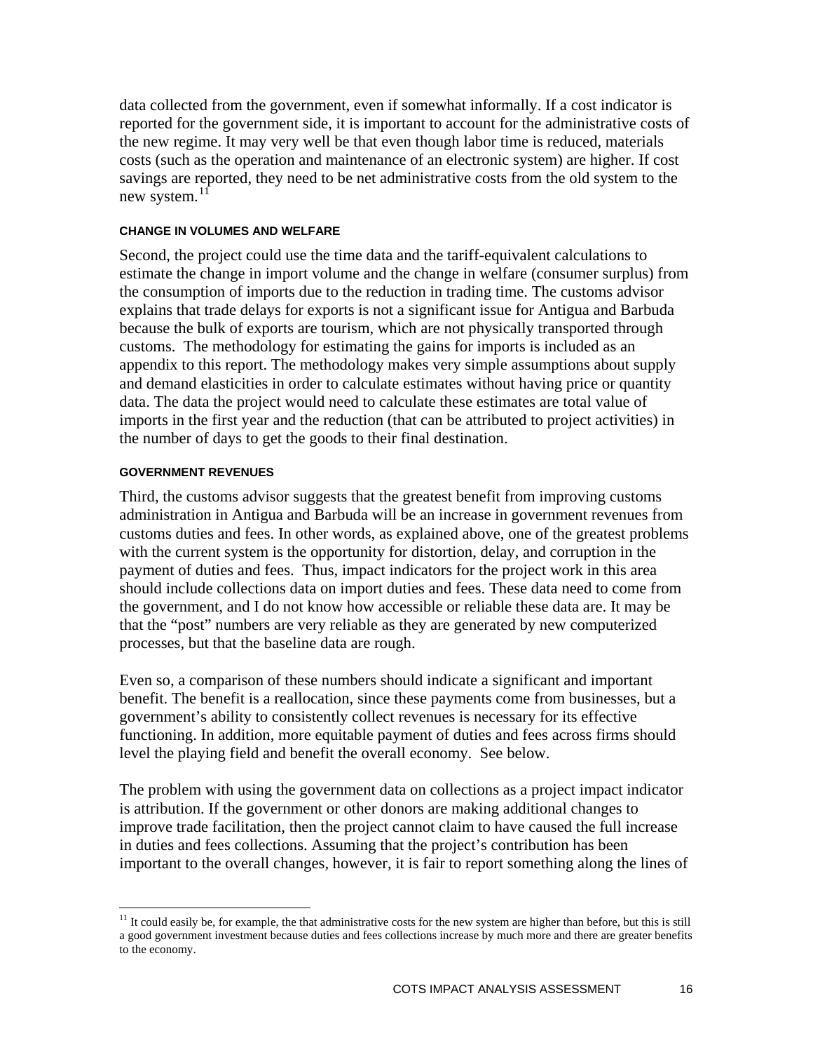data collected from the government, even if somewhat informally. If a cost indicator is reported for the government side, it is important to account for the administrative costs of the new regime. It may very well be that even though labor time is reduced, materials costs (such as the operation and maintenance of an electronic system) are higher. If cost savings are reported, they need to be net administrative costs from the old system to the new system.[11]

#### CHANGE IN VOLUMES AND WELFARE

Second, the project could use the time data and the tariff-equivalent calculations to estimate the change in import volume and the change in welfare (consumer surplus) from the consumption of imports due to the reduction in trading time. The customs advisor explains that trade delays for exports is not a significant issue for Antigua and Barbuda because the bulk of exports are tourism, which are not physically transported through customs. The methodology for estimating the gains for imports is included as an appendix to this report. The methodology makes very simple assumptions about supply and demand elasticities in order to calculate estimates without having price or quantity data. The data the project would need to calculate these estimates are total value of imports in the first year and the reduction (that can be attributed to project activities) in the number of days to get the goods to their final destination.

#### GOVERNMENT REVENUES

Third, the customs advisor suggests that the greatest benefit from improving customs administration in Antigua and Barbuda will be an increase in government revenues from customs duties and fees. In other words, as explained above, one of the greatest problems with the current system is the opportunity for distortion, delay, and corruption in the payment of duties and fees. Thus, impact indicators for the project work in this area should include collections data on import duties and fees. These data need to come from the government, and I do not know how accessible or reliable these data are. It may be that the "post" numbers are very reliable as they are generated by new computerized processes, but that the baseline data are rough.

Even so, a comparison of these numbers should indicate a significant and important benefit. The benefit is a reallocation, since these payments come from businesses, but a government's ability to consistently collect revenues is necessary for its effective functioning. In addition, more equitable payment of duties and fees across firms should level the playing field and benefit the overall economy. See below.

The problem with using the government data on collections as a project impact indicator is attribution. If the government or other donors are making additional changes to improve trade facilitation, then the project cannot claim to have caused the full increase in duties and fees collections. Assuming that the project's contribution has been important to the overall changes, however, it is fair to report something along the lines of

[11] It could easily be, for example, the that administrative costs for the new system are higher than before, but this is still a good government investment because duties and fees collections increase by much more and there are greater benefits to the economy.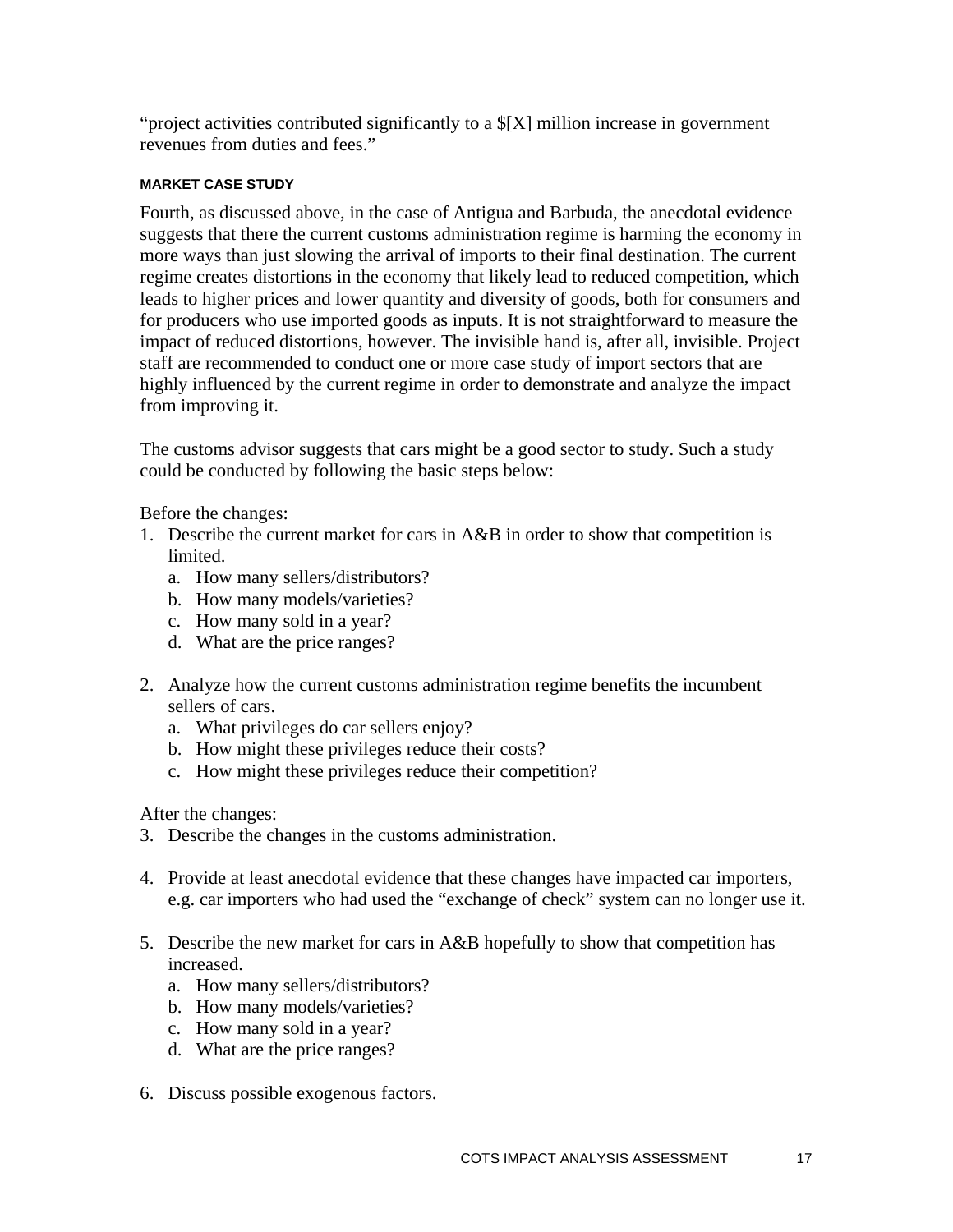"project activities contributed significantly to a $[X] million increase in government revenues from duties and fees."

#### MARKET CASE STUDY

Fourth, as discussed above, in the case of Antigua and Barbuda, the anecdotal evidence suggests that there the current customs administration regime is harming the economy in more ways than just slowing the arrival of imports to their final destination. The current regime creates distortions in the economy that likely lead to reduced competition, which leads to higher prices and lower quantity and diversity of goods, both for consumers and for producers who use imported goods as inputs. It is not straightforward to measure the impact of reduced distortions, however. The invisible hand is, after all, invisible. Project staff are recommended to conduct one or more case study of import sectors that are highly influenced by the current regime in order to demonstrate and analyze the impact from improving it.

The customs advisor suggests that cars might be a good sector to study. Such a study could be conducted by following the basic steps below:

Before the changes:

1. Describe the current market for cars in A&B in order to show that competition is limited.
   a. How many sellers/distributors?
   b. How many models/varieties?
   c. How many sold in a year?
   d. What are the price ranges?

2. Analyze how the current customs administration regime benefits the incumbent sellers of cars.
   a. What privileges do car sellers enjoy?
   b. How might these privileges reduce their costs?
   c. How might these privileges reduce their competition?

After the changes:

3. Describe the changes in the customs administration.

4. Provide at least anecdotal evidence that these changes have impacted car importers, e.g. car importers who had used the "exchange of check" system can no longer use it.

5. Describe the new market for cars in A&B hopefully to show that competition has increased.
   a. How many sellers/distributors?
   b. How many models/varieties?
   c. How many sold in a year?
   d. What are the price ranges?

6. Discuss possible exogenous factors.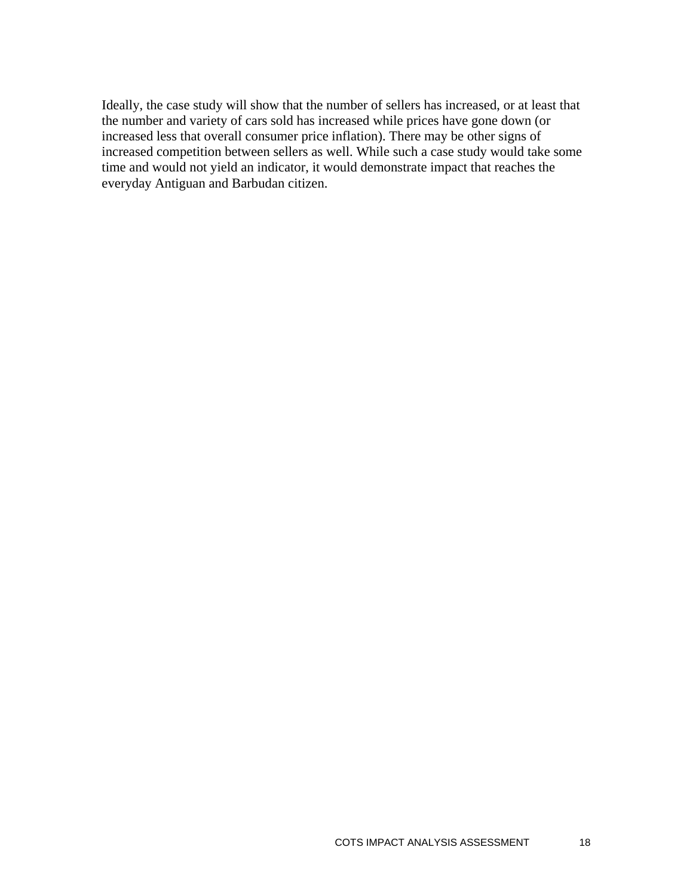Ideally, the case study will show that the number of sellers has increased, or at least that the number and variety of cars sold has increased while prices have gone down (or increased less that overall consumer price inflation). There may be other signs of increased competition between sellers as well. While such a case study would take some time and would not yield an indicator, it would demonstrate impact that reaches the everyday Antiguan and Barbudan citizen.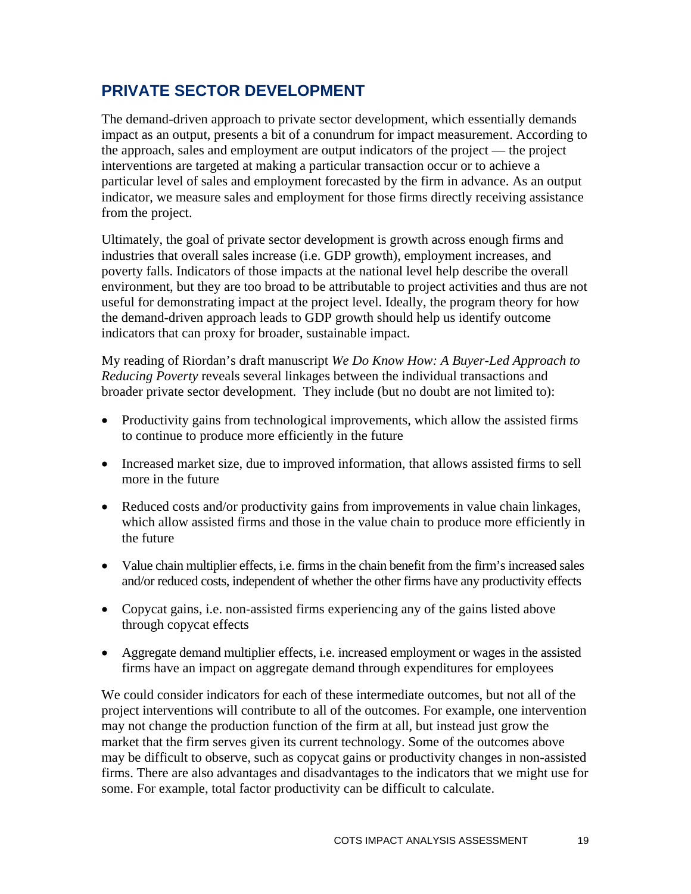## PRIVATE SECTOR DEVELOPMENT

The demand-driven approach to private sector development, which essentially demands impact as an output, presents a bit of a conundrum for impact measurement. According to the approach, sales and employment are output indicators of the project — the project interventions are targeted at making a particular transaction occur or to achieve a particular level of sales and employment forecasted by the firm in advance. As an output indicator, we measure sales and employment for those firms directly receiving assistance from the project.

Ultimately, the goal of private sector development is growth across enough firms and industries that overall sales increase (i.e. GDP growth), employment increases, and poverty falls. Indicators of those impacts at the national level help describe the overall environment, but they are too broad to be attributable to project activities and thus are not useful for demonstrating impact at the project level. Ideally, the program theory for how the demand-driven approach leads to GDP growth should help us identify outcome indicators that can proxy for broader, sustainable impact.

My reading of Riordan's draft manuscript *We Do Know How: A Buyer-Led Approach to Reducing Poverty* reveals several linkages between the individual transactions and broader private sector development. They include (but no doubt are not limited to):

- Productivity gains from technological improvements, which allow the assisted firms to continue to produce more efficiently in the future
- Increased market size, due to improved information, that allows assisted firms to sell more in the future
- Reduced costs and/or productivity gains from improvements in value chain linkages, which allow assisted firms and those in the value chain to produce more efficiently in the future
- Value chain multiplier effects, i.e. firms in the chain benefit from the firm's increased sales and/or reduced costs, independent of whether the other firms have any productivity effects
- Copycat gains, i.e. non-assisted firms experiencing any of the gains listed above through copycat effects
- Aggregate demand multiplier effects, i.e. increased employment or wages in the assisted firms have an impact on aggregate demand through expenditures for employees

We could consider indicators for each of these intermediate outcomes, but not all of the project interventions will contribute to all of the outcomes. For example, one intervention may not change the production function of the firm at all, but instead just grow the market that the firm serves given its current technology. Some of the outcomes above may be difficult to observe, such as copycat gains or productivity changes in non-assisted firms. There are also advantages and disadvantages to the indicators that we might use for some. For example, total factor productivity can be difficult to calculate.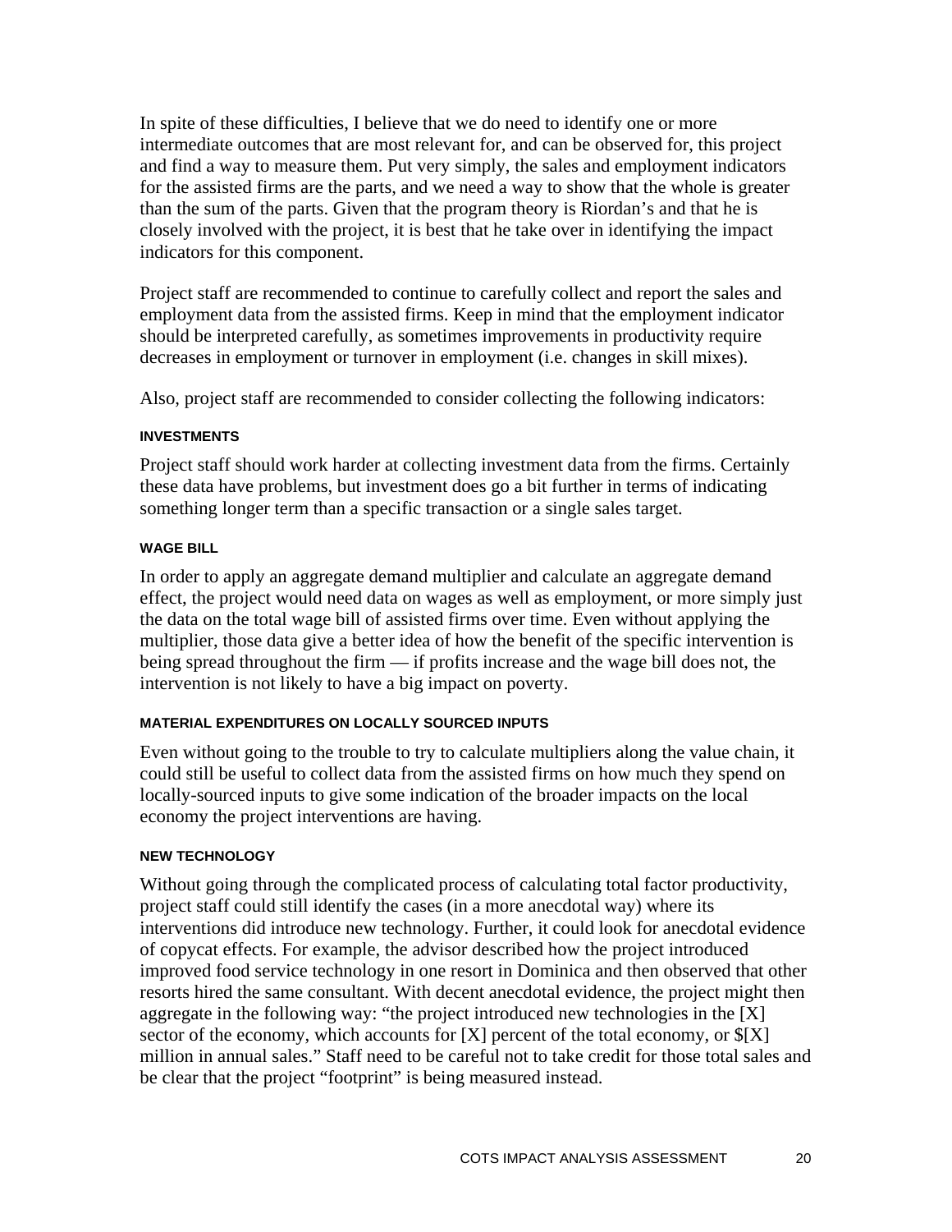In spite of these difficulties, I believe that we do need to identify one or more intermediate outcomes that are most relevant for, and can be observed for, this project and find a way to measure them. Put very simply, the sales and employment indicators for the assisted firms are the parts, and we need a way to show that the whole is greater than the sum of the parts. Given that the program theory is Riordan's and that he is closely involved with the project, it is best that he take over in identifying the impact indicators for this component.

Project staff are recommended to continue to carefully collect and report the sales and employment data from the assisted firms. Keep in mind that the employment indicator should be interpreted carefully, as sometimes improvements in productivity require decreases in employment or turnover in employment (i.e. changes in skill mixes).

Also, project staff are recommended to consider collecting the following indicators:

#### INVESTMENTS

Project staff should work harder at collecting investment data from the firms. Certainly these data have problems, but investment does go a bit further in terms of indicating something longer term than a specific transaction or a single sales target.

#### WAGE BILL

In order to apply an aggregate demand multiplier and calculate an aggregate demand effect, the project would need data on wages as well as employment, or more simply just the data on the total wage bill of assisted firms over time. Even without applying the multiplier, those data give a better idea of how the benefit of the specific intervention is being spread throughout the firm — if profits increase and the wage bill does not, the intervention is not likely to have a big impact on poverty.

#### MATERIAL EXPENDITURES ON LOCALLY SOURCED INPUTS

Even without going to the trouble to try to calculate multipliers along the value chain, it could still be useful to collect data from the assisted firms on how much they spend on locally-sourced inputs to give some indication of the broader impacts on the local economy the project interventions are having.

#### NEW TECHNOLOGY

Without going through the complicated process of calculating total factor productivity, project staff could still identify the cases (in a more anecdotal way) where its interventions did introduce new technology. Further, it could look for anecdotal evidence of copycat effects. For example, the advisor described how the project introduced improved food service technology in one resort in Dominica and then observed that other resorts hired the same consultant. With decent anecdotal evidence, the project might then aggregate in the following way: "the project introduced new technologies in the [X] sector of the economy, which accounts for [X] percent of the total economy, or $[X] million in annual sales." Staff need to be careful not to take credit for those total sales and be clear that the project "footprint" is being measured instead.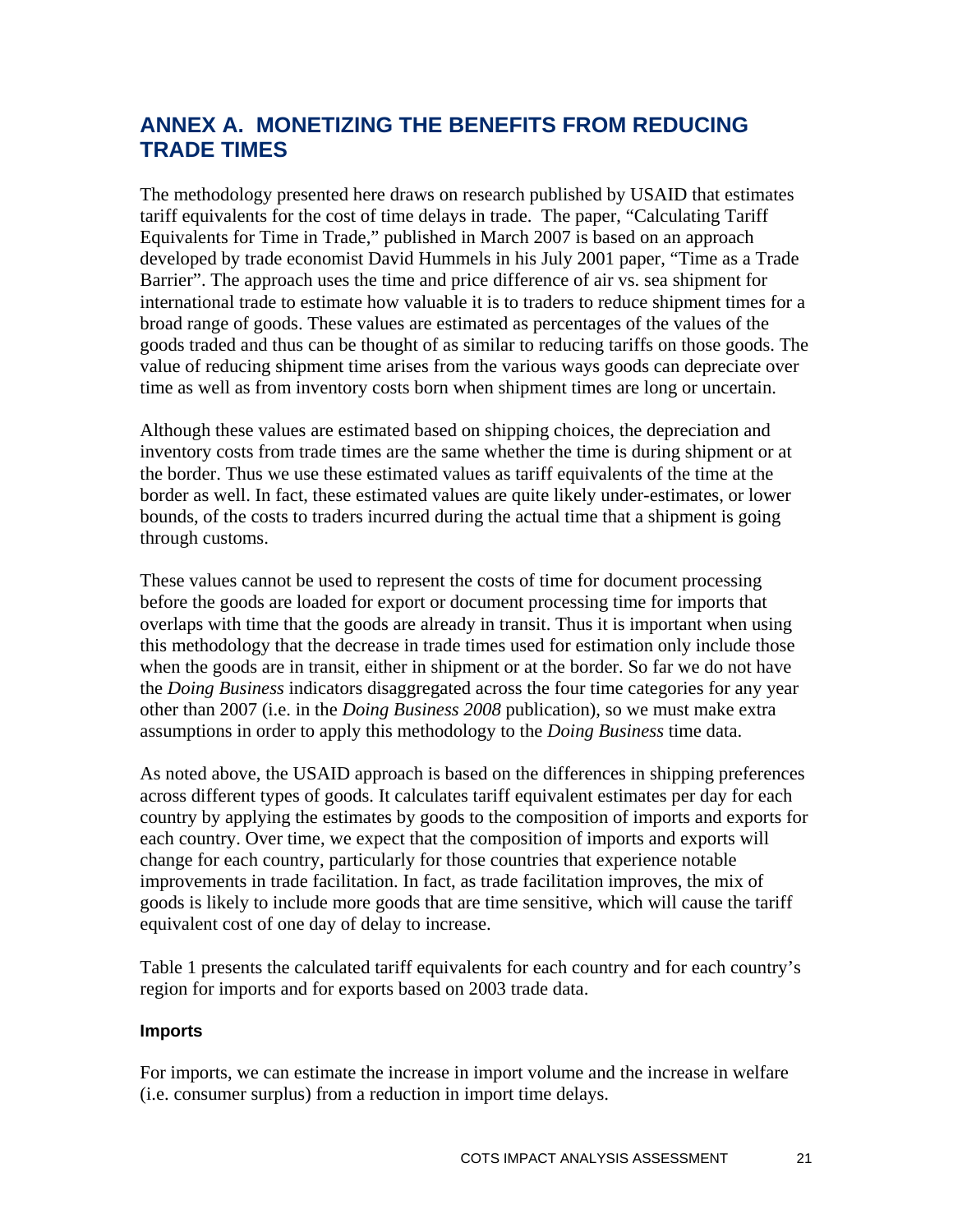## ANNEX A. MONETIZING THE BENEFITS FROM REDUCING TRADE TIMES

The methodology presented here draws on research published by USAID that estimates tariff equivalents for the cost of time delays in trade. The paper, "Calculating Tariff Equivalents for Time in Trade," published in March 2007 is based on an approach developed by trade economist David Hummels in his July 2001 paper, "Time as a Trade Barrier". The approach uses the time and price difference of air vs. sea shipment for international trade to estimate how valuable it is to traders to reduce shipment times for a broad range of goods. These values are estimated as percentages of the values of the goods traded and thus can be thought of as similar to reducing tariffs on those goods. The value of reducing shipment time arises from the various ways goods can depreciate over time as well as from inventory costs born when shipment times are long or uncertain.

Although these values are estimated based on shipping choices, the depreciation and inventory costs from trade times are the same whether the time is during shipment or at the border. Thus we use these estimated values as tariff equivalents of the time at the border as well. In fact, these estimated values are quite likely under-estimates, or lower bounds, of the costs to traders incurred during the actual time that a shipment is going through customs.

These values cannot be used to represent the costs of time for document processing before the goods are loaded for export or document processing time for imports that overlaps with time that the goods are already in transit. Thus it is important when using this methodology that the decrease in trade times used for estimation only include those when the goods are in transit, either in shipment or at the border. So far we do not have the *Doing Business* indicators disaggregated across the four time categories for any year other than 2007 (i.e. in the *Doing Business 2008* publication), so we must make extra assumptions in order to apply this methodology to the *Doing Business* time data.

As noted above, the USAID approach is based on the differences in shipping preferences across different types of goods. It calculates tariff equivalent estimates per day for each country by applying the estimates by goods to the composition of imports and exports for each country. Over time, we expect that the composition of imports and exports will change for each country, particularly for those countries that experience notable improvements in trade facilitation. In fact, as trade facilitation improves, the mix of goods is likely to include more goods that are time sensitive, which will cause the tariff equivalent cost of one day of delay to increase.

Table 1 presents the calculated tariff equivalents for each country and for each country's region for imports and for exports based on 2003 trade data.

### Imports

For imports, we can estimate the increase in import volume and the increase in welfare (i.e. consumer surplus) from a reduction in import time delays.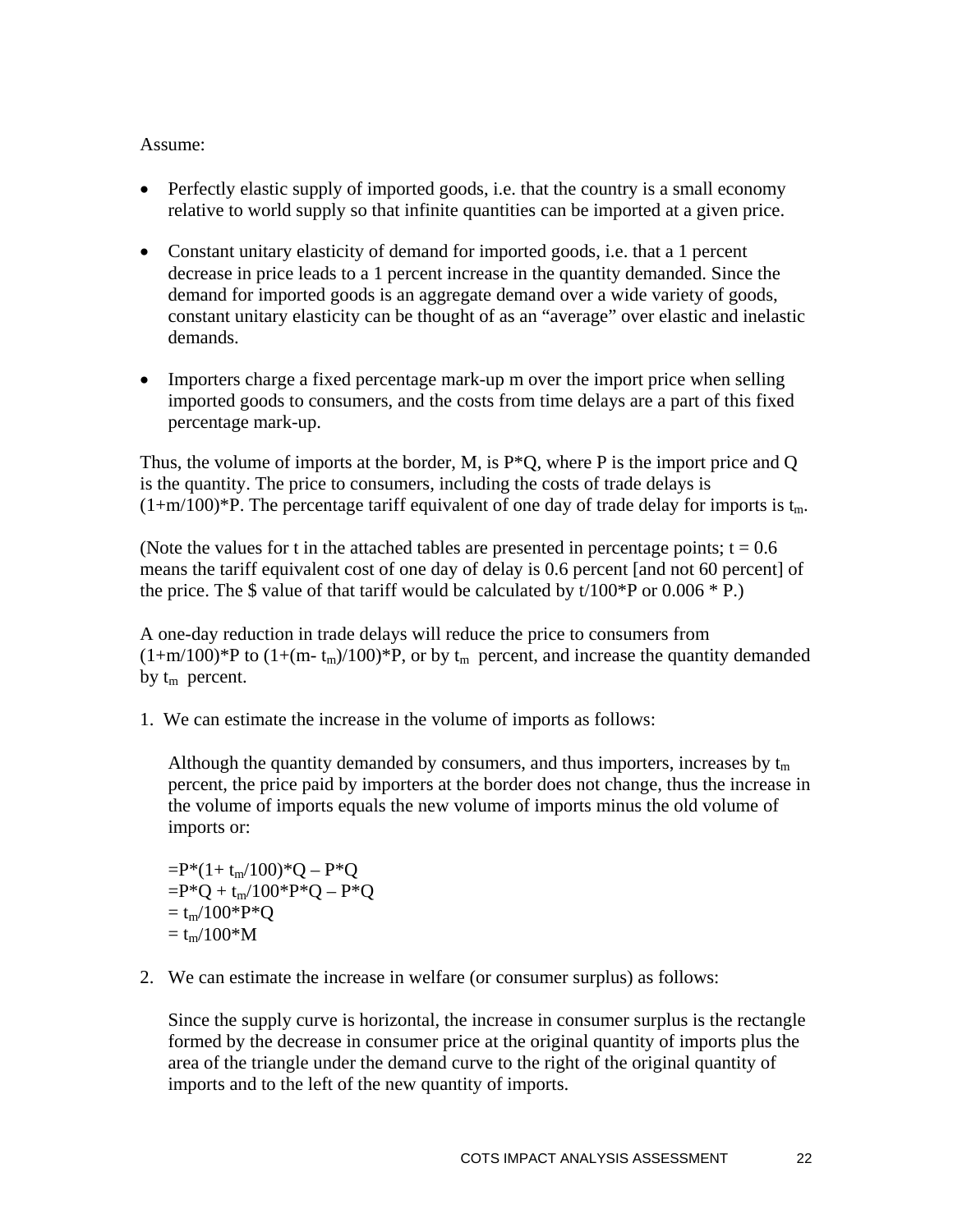Assume:

- Perfectly elastic supply of imported goods, i.e. that the country is a small economy relative to world supply so that infinite quantities can be imported at a given price.
- Constant unitary elasticity of demand for imported goods, i.e. that a 1 percent decrease in price leads to a 1 percent increase in the quantity demanded. Since the demand for imported goods is an aggregate demand over a wide variety of goods, constant unitary elasticity can be thought of as an "average" over elastic and inelastic demands.
- Importers charge a fixed percentage mark-up m over the import price when selling imported goods to consumers, and the costs from time delays are a part of this fixed percentage mark-up.

Thus, the volume of imports at the border, M, is P*Q, where P is the import price and Q is the quantity. The price to consumers, including the costs of trade delays is $(1+m/100)*P$. The percentage tariff equivalent of one day of trade delay for imports is $t_m$.

(Note the values for t in the attached tables are presented in percentage points; t = 0.6 means the tariff equivalent cost of one day of delay is 0.6 percent [and not 60 percent] of the price. The $ value of that tariff would be calculated by t/100*P or 0.006 * P.)

A one-day reduction in trade delays will reduce the price to consumers from $(1+m/100)*P$ to $(1+(m- t_m)/100)*P$, or by $t_m$ percent, and increase the quantity demanded by $t_m$ percent.

1. We can estimate the increase in the volume of imports as follows:

   Although the quantity demanded by consumers, and thus importers, increases by $t_m$ percent, the price paid by importers at the border does not change, thus the increase in the volume of imports equals the new volume of imports minus the old volume of imports or:

   $=P*(1+ t_m/100)*Q – P*Q$
   $=P*Q + t_m/100*P*Q – P*Q$
   $= t_m/100*P*Q$
   $= t_m/100*M$

2. We can estimate the increase in welfare (or consumer surplus) as follows:

   Since the supply curve is horizontal, the increase in consumer surplus is the rectangle formed by the decrease in consumer price at the original quantity of imports plus the area of the triangle under the demand curve to the right of the original quantity of imports and to the left of the new quantity of imports.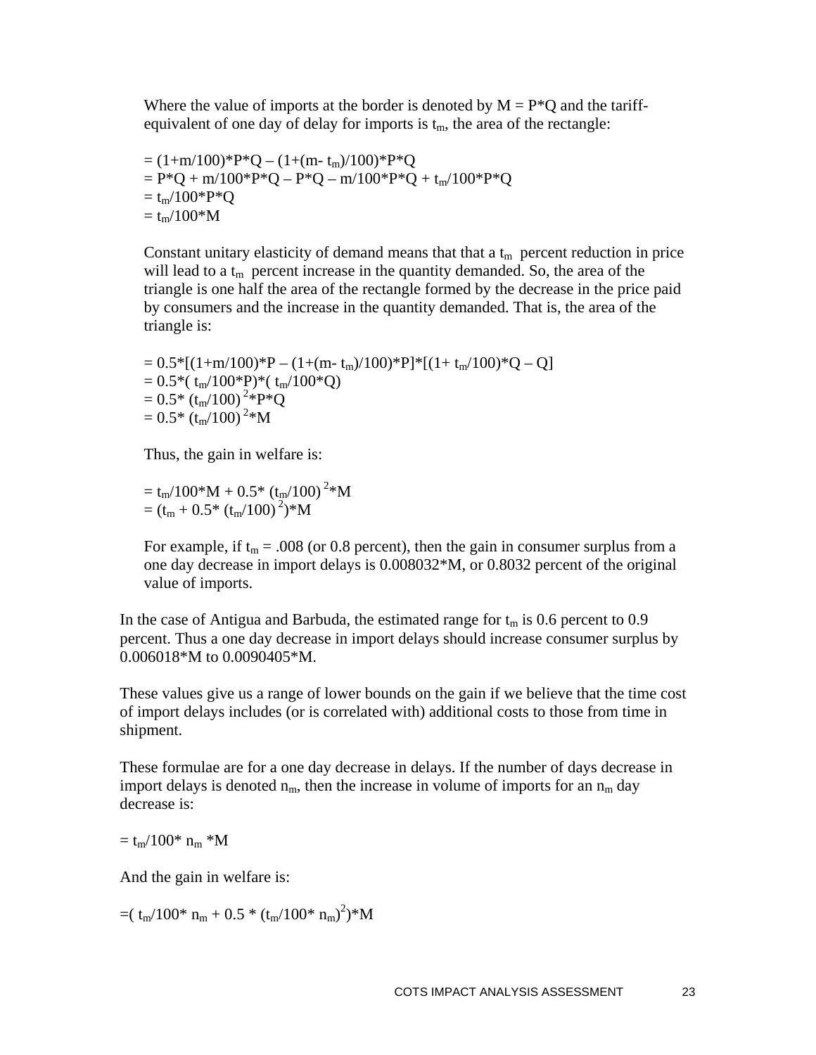Where the value of imports at the border is denoted by $M = P*Q$ and the tariff-equivalent of one day of delay for imports is $t_m$, the area of the rectangle:

$$= (1+m/100)*P*Q – (1+(m- t_m)/100)*P*Q$$
$$= P*Q + m/100*P*Q – P*Q – m/100*P*Q + t_m/100*P*Q$$
$$= t_m/100*P*Q$$
$$= t_m/100*M$$

Constant unitary elasticity of demand means that that a $t_m$ percent reduction in price will lead to a $t_m$ percent increase in the quantity demanded. So, the area of the triangle is one half the area of the rectangle formed by the decrease in the price paid by consumers and the increase in the quantity demanded. That is, the area of the triangle is:

$$= 0.5*[(1+m/100)*P – (1+(m- t_m)/100)*P]*[(1+ t_m/100)*Q – Q]$$
$$= 0.5*( t_m/100*P)*( t_m/100*Q)$$
$$= 0.5* (t_m/100)^2*P*Q$$
$$= 0.5* (t_m/100)^2*M$$

Thus, the gain in welfare is:

$$= t_m/100*M + 0.5* (t_m/100)^2*M$$
$$= (t_m + 0.5* (t_m/100)^2)*M$$

For example, if $t_m = .008$ (or 0.8 percent), then the gain in consumer surplus from a one day decrease in import delays is 0.008032*M, or 0.8032 percent of the original value of imports.

In the case of Antigua and Barbuda, the estimated range for $t_m$ is 0.6 percent to 0.9 percent. Thus a one day decrease in import delays should increase consumer surplus by 0.006018*M to 0.0090405*M.

These values give us a range of lower bounds on the gain if we believe that the time cost of import delays includes (or is correlated with) additional costs to those from time in shipment.

These formulae are for a one day decrease in delays. If the number of days decrease in import delays is denoted $n_m$, then the increase in volume of imports for an $n_m$ day decrease is:

$$= t_m/100* n_m *M$$

And the gain in welfare is:

$$=( t_m/100* n_m + 0.5 * (t_m/100* n_m)^2)*M$$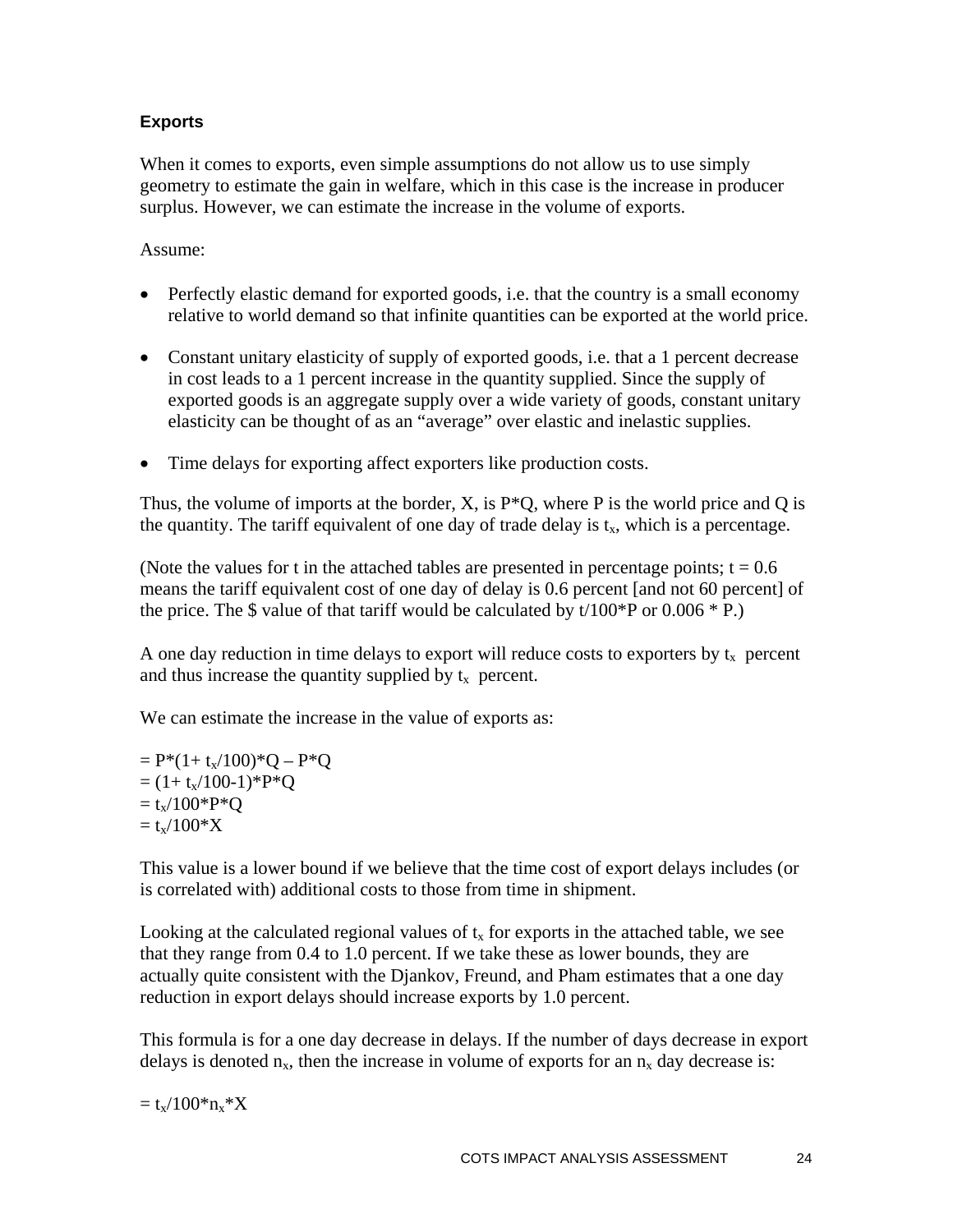### Exports

When it comes to exports, even simple assumptions do not allow us to use simply geometry to estimate the gain in welfare, which in this case is the increase in producer surplus. However, we can estimate the increase in the volume of exports.

Assume:

- Perfectly elastic demand for exported goods, i.e. that the country is a small economy relative to world demand so that infinite quantities can be exported at the world price.
- Constant unitary elasticity of supply of exported goods, i.e. that a 1 percent decrease in cost leads to a 1 percent increase in the quantity supplied. Since the supply of exported goods is an aggregate supply over a wide variety of goods, constant unitary elasticity can be thought of as an "average" over elastic and inelastic supplies.
- Time delays for exporting affect exporters like production costs.

Thus, the volume of imports at the border, X, is P*Q, where P is the world price and Q is the quantity. The tariff equivalent of one day of trade delay is $t_x$, which is a percentage.

(Note the values for t in the attached tables are presented in percentage points; t = 0.6 means the tariff equivalent cost of one day of delay is 0.6 percent [and not 60 percent] of the price. The $ value of that tariff would be calculated by t/100*P or 0.006 * P.)

A one day reduction in time delays to export will reduce costs to exporters by $t_x$ percent and thus increase the quantity supplied by $t_x$ percent.

We can estimate the increase in the value of exports as:

$= P*(1+ t_x/100)*Q – P*Q$
$= (1+ t_x/100-1)*P*Q$
$= t_x/100*P*Q$
$= t_x/100*X$

This value is a lower bound if we believe that the time cost of export delays includes (or is correlated with) additional costs to those from time in shipment.

Looking at the calculated regional values of $t_x$ for exports in the attached table, we see that they range from 0.4 to 1.0 percent. If we take these as lower bounds, they are actually quite consistent with the Djankov, Freund, and Pham estimates that a one day reduction in export delays should increase exports by 1.0 percent.

This formula is for a one day decrease in delays. If the number of days decrease in export delays is denoted $n_x$, then the increase in volume of exports for an $n_x$ day decrease is:

$= t_x/100*n_x*X$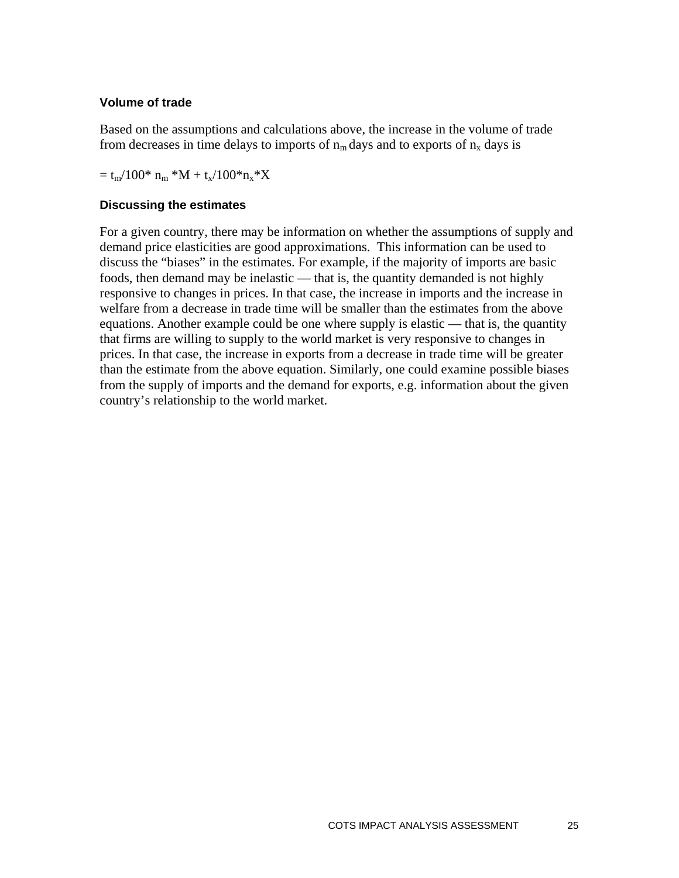### Volume of trade

Based on the assumptions and calculations above, the increase in the volume of trade from decreases in time delays to imports of $n_m$ days and to exports of $n_x$ days is

$$= t_m/100 * n_m * M + t_x/100 * n_x * X$$

### Discussing the estimates

For a given country, there may be information on whether the assumptions of supply and demand price elasticities are good approximations. This information can be used to discuss the "biases" in the estimates. For example, if the majority of imports are basic foods, then demand may be inelastic — that is, the quantity demanded is not highly responsive to changes in prices. In that case, the increase in imports and the increase in welfare from a decrease in trade time will be smaller than the estimates from the above equations. Another example could be one where supply is elastic — that is, the quantity that firms are willing to supply to the world market is very responsive to changes in prices. In that case, the increase in exports from a decrease in trade time will be greater than the estimate from the above equation. Similarly, one could examine possible biases from the supply of imports and the demand for exports, e.g. information about the given country's relationship to the world market.